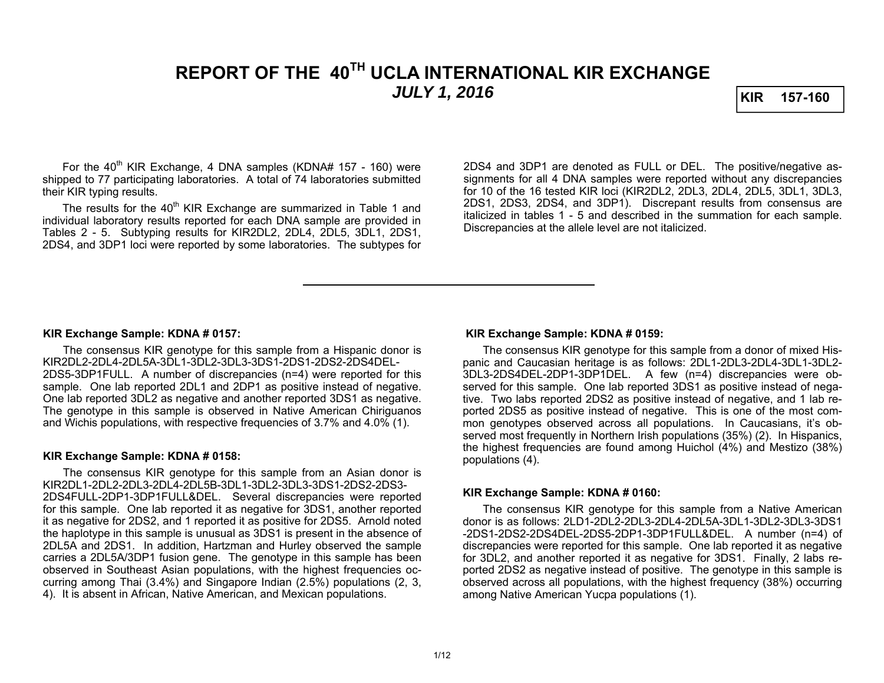# REPORT OF THE 40TH UCLA INTERNATIONAL KIR EXCHANGE

## *JULY 1, 2016*

**KIR 157-160**

For the 40th KIR Exchange, 4 DNA samples (KDNA# 157 - 160) were shipped to 77 participating laboratories. A total of 74 laboratories submitted their KIR typing results.

The results for the 40th KIR Exchange are summarized in Table 1 and individual laboratory results reported for each DNA sample are provided in Tables 2 - 5. Subtyping results for KIR2DL2, 2DL4, 2DL5, 3DL1, 2DS1, 2DS4, and 3DP1 loci were reported by some laboratories. The subtypes for 2DS4 and 3DP1 are denoted as FULL or DEL. The positive/negative assignments for all 4 DNA samples were reported without any discrepancies for 10 of the 16 tested KIR loci (KIR2DL2, 2DL3, 2DL4, 2DL5, 3DL1, 3DL3, 2DS1, 2DS3, 2DS4, and 3DP1). Discrepant results from consensus are italicized in tables 1 - 5 and described in the summation for each sample. Discrepancies at the allele level are not italicized.

---

**KIR Exchange Sample: KDNA # 0157:**

The consensus KIR genotype for this sample from a Hispanic donor is KIR2DL2-2DL4-2DL5A-3DL1-3DL2-3DL3-3DS1-2DS1-2DS2-2DS4DEL-2DS5-3DP1FULL. A number of discrepancies (n=4) were reported for this sample. One lab reported 2DL1 and 2DP1 as positive instead of negative. One lab reported 3DL2 as negative and another reported 3DS1 as negative. The genotype in this sample is observed in Native American Chiriguanos and Wichis populations, with respective frequencies of 3.7% and 4.0% (1).

**KIR Exchange Sample: KDNA # 0158:**

The consensus KIR genotype for this sample from an Asian donor is KIR2DL1-2DL2-2DL3-2DL4-2DL5B-3DL1-3DL2-3DL3-3DS1-2DS2-2DS3-2DS4FULL-2DP1-3DP1FULL&DEL. Several discrepancies were reported for this sample. One lab reported it as negative for 3DS1, another reported it as negative for 2DS2, and 1 reported it as positive for 2DS5. Arnold noted the haplotype in this sample is unusual as 3DS1 is present in the absence of 2DL5A and 2DS1. In addition, Hartzman and Hurley observed the sample carries a 2DL5A/3DP1 fusion gene. The genotype in this sample has been observed in Southeast Asian populations, with the highest frequencies occurring among Thai (3.4%) and Singapore Indian (2.5%) populations (2, 3, 4). It is absent in African, Native American, and Mexican populations.

**KIR Exchange Sample: KDNA # 0159:**

The consensus KIR genotype for this sample from a donor of mixed Hispanic and Caucasian heritage is as follows: 2DL1-2DL3-2DL4-3DL1-3DL2-3DL3-2DS4DEL-2DP1-3DP1DEL. A few (n=4) discrepancies were observed for this sample. One lab reported 3DS1 as positive instead of negative. Two labs reported 2DS2 as positive instead of negative, and 1 lab reported 2DS5 as positive instead of negative. This is one of the most common genotypes observed across all populations. In Caucasians, it's observed most frequently in Northern Irish populations (35%) (2). In Hispanics, the highest frequencies are found among Huichol (4%) and Mestizo (38%) populations (4).

**KIR Exchange Sample: KDNA # 0160:**

The consensus KIR genotype for this sample from a Native American donor is as follows: 2LD1-2DL2-2DL3-2DL4-2DL5A-3DL1-3DL2-3DL3-3DS1-2DS1-2DS2-2DS4DEL-2DS5-2DP1-3DP1FULL&DEL. A number (n=4) of discrepancies were reported for this sample. One lab reported it as negative for 3DL2, and another reported it as negative for 3DS1. Finally, 2 labs reported 2DS2 as negative instead of positive. The genotype in this sample is observed across all populations, with the highest frequency (38%) occurring among Native American Yucpa populations (1).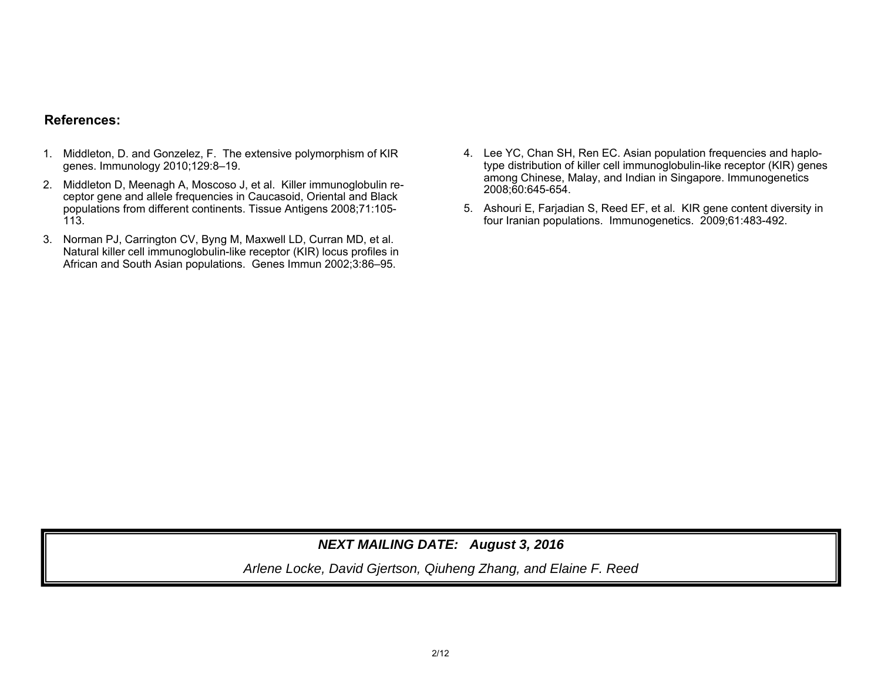**References:**

1. Middleton, D. and Gonzelez, F. The extensive polymorphism of KIR genes. Immunology 2010;129:8–19.
2. Middleton D, Meenagh A, Moscoso J, et al. Killer immunoglobulin receptor gene and allele frequencies in Caucasoid, Oriental and Black populations from different continents. Tissue Antigens 2008;71:105-113.
3. Norman PJ, Carrington CV, Byng M, Maxwell LD, Curran MD, et al. Natural killer cell immunoglobulin-like receptor (KIR) locus profiles in African and South Asian populations. Genes Immun 2002;3:86–95.
4. Lee YC, Chan SH, Ren EC. Asian population frequencies and haplotype distribution of killer cell immunoglobulin-like receptor (KIR) genes among Chinese, Malay, and Indian in Singapore. Immunogenetics 2008;60:645-654.
5. Ashouri E, Farjadian S, Reed EF, et al. KIR gene content diversity in four Iranian populations. Immunogenetics. 2009;61:483-492.

***NEXT MAILING DATE: August 3, 2016***

*Arlene Locke, David Gjertson, Qiuheng Zhang, and Elaine F. Reed*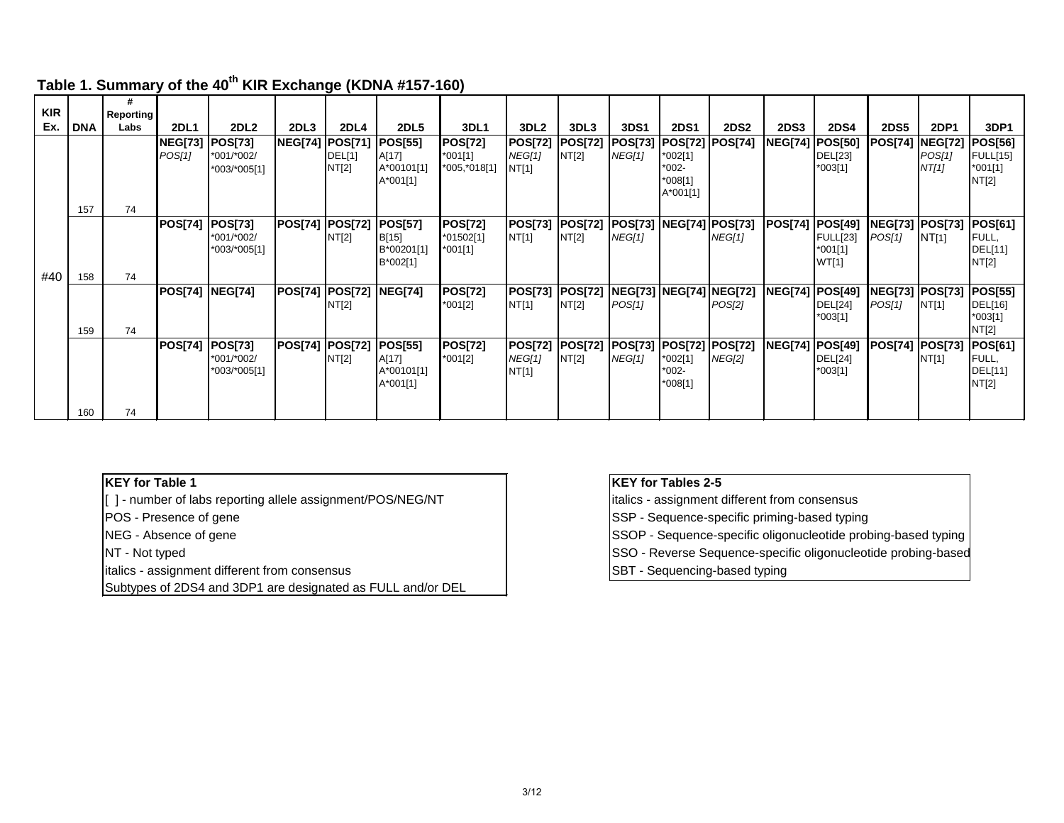## Table 1. Summary of the 40th KIR Exchange (KDNA #157-160)

| KIR Ex. | DNA | # Reporting Labs | 2DL1 | 2DL2 | 2DL3 | 2DL4 | 2DL5 | 3DL1 | 3DL2 | 3DL3 | 3DS1 | 2DS1 | 2DS2 | 2DS3 | 2DS4 | 2DS5 | 2DP1 | 3DP1 |
|---|---|---|---|---|---|---|---|---|---|---|---|---|---|---|---|---|---|---|
| #40 | 157 | 74 | **NEG[73]** *POS[1]* | **POS[73]** *001/*002/ *003/*005[1] | **NEG[74]** | **POS[71]** DEL[1] NT[2] | **POS[55]** A[17] A*00101[1] A*001[1] | **POS[72]** *001[1] *005,*018[1] | **POS[72]** *NEG[1]* NT[1] | **POS[72]** NT[2] | **POS[73]** *NEG[1]* | **POS[72]** *002[1] *002- *008[1] A*001[1] | **POS[74]** | **NEG[74]** | **POS[50]** DEL[23] *003[1] | **POS[74]** | **NEG[72]** *POS[1]* *NT[1]* | **POS[56]** FULL[15] *001[1] NT[2] |
| | 158 | 74 | **POS[74]** | **POS[73]** *001/*002/ *003/*005[1] | **POS[74]** | **POS[72]** NT[2] | **POS[57]** B[15] B*00201[1] B*002[1] | **POS[72]** *01502[1] *001[1] | **POS[73]** NT[1] | **POS[72]** NT[2] | **POS[73]** *NEG[1]* | **NEG[74]** | **POS[73]** *NEG[1]* | **POS[74]** | **POS[49]** FULL[23] *001[1] WT[1] | **NEG[73]** *POS[1]* | **POS[73]** NT[1] | **POS[61]** FULL, DEL[11] NT[2] |
| | 159 | 74 | **POS[74]** | **NEG[74]** | **POS[74]** | **POS[72]** NT[2] | **NEG[74]** | **POS[72]** *001[2] | **POS[73]** NT[1] | **POS[72]** NT[2] | **NEG[73]** *POS[1]* | **NEG[74]** | **NEG[72]** *POS[2]* | **NEG[74]** | **POS[49]** DEL[24] *003[1] | **NEG[73]** *POS[1]* | **POS[73]** NT[1] | **POS[55]** DEL[16] *003[1] NT[2] |
| | 160 | 74 | **POS[74]** | **POS[73]** *001/*002/ *003/*005[1] | **POS[74]** | **POS[72]** NT[2] | **POS[55]** A[17] A*00101[1] A*001[1] | **POS[72]** *001[2] | **POS[72]** *NEG[1]* NT[1] | **POS[72]** NT[2] | **POS[73]** *NEG[1]* | **POS[72]** *002[1] *002- *008[1] | **POS[72]** *NEG[2]* | **NEG[74]** | **POS[49]** DEL[24] *003[1] | **POS[74]** | **POS[73]** NT[1] | **POS[61]** FULL, DEL[11] NT[2] |

**KEY for Table 1**

[ ] - number of labs reporting allele assignment/POS/NEG/NT
POS - Presence of gene
NEG - Absence of gene
NT - Not typed
italics - assignment different from consensus
Subtypes of 2DS4 and 3DP1 are designated as FULL and/or DEL

**KEY for Tables 2-5**

italics - assignment different from consensus
SSP - Sequence-specific priming-based typing
SSOP - Sequence-specific oligonucleotide probing-based typing
SSO - Reverse Sequence-specific oligonucleotide probing-based
SBT - Sequencing-based typing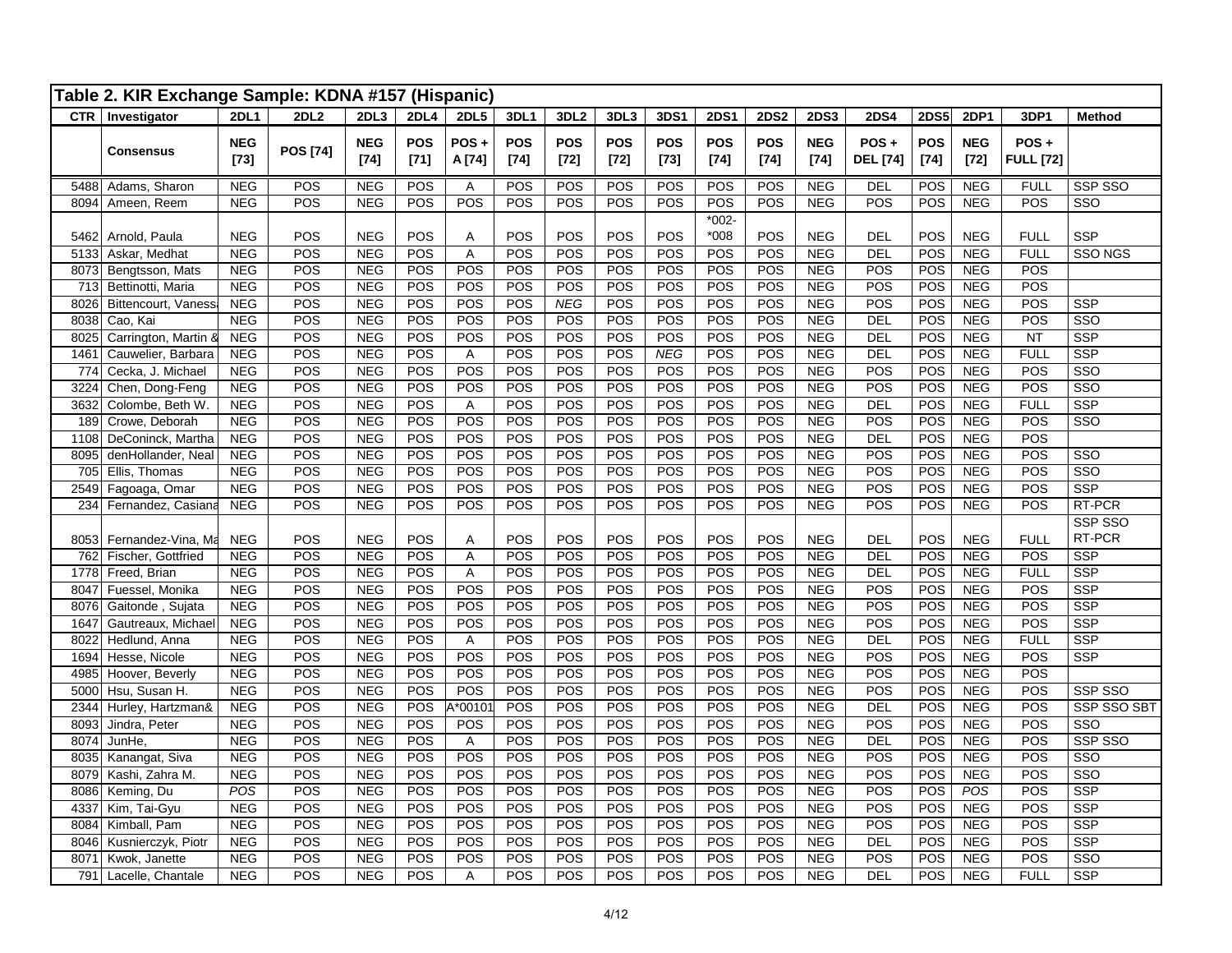## Table 2. KIR Exchange Sample: KDNA #157 (Hispanic)

| CTR | Investigator | 2DL1 | 2DL2 | 2DL3 | 2DL4 | 2DL5 | 3DL1 | 3DL2 | 3DL3 | 3DS1 | 2DS1 | 2DS2 | 2DS3 | 2DS4 | 2DS5 | 2DP1 | 3DP1 | Method |
|---|---|---|---|---|---|---|---|---|---|---|---|---|---|---|---|---|---|---|
| | Consensus | NEG [73] | POS [74] | NEG [74] | POS [71] | POS + A [74] | POS [74] | POS [72] | POS [72] | POS [73] | POS [74] | POS [74] | NEG [74] | POS + DEL [74] | POS [74] | NEG [72] | POS + FULL [72] | |
| 5488 | Adams, Sharon | NEG | POS | NEG | POS | A | POS | POS | POS | POS | POS | POS | NEG | DEL | POS | NEG | FULL | SSP SSO |
| 8094 | Ameen, Reem | NEG | POS | NEG | POS | POS | POS | POS | POS | POS | POS | POS | NEG | POS | POS | NEG | POS | SSO |
| 5462 | Arnold, Paula | NEG | POS | NEG | POS | A | POS | POS | POS | POS | *002- *008 | POS | NEG | DEL | POS | NEG | FULL | SSP |
| 5133 | Askar, Medhat | NEG | POS | NEG | POS | A | POS | POS | POS | POS | POS | POS | NEG | DEL | POS | NEG | FULL | SSO NGS |
| 8073 | Bengtsson, Mats | NEG | POS | NEG | POS | POS | POS | POS | POS | POS | POS | POS | NEG | POS | POS | NEG | POS | |
| 713 | Bettinotti, Maria | NEG | POS | NEG | POS | POS | POS | POS | POS | POS | POS | POS | NEG | POS | POS | NEG | POS | |
| 8026 | Bittencourt, Vanessa | NEG | POS | NEG | POS | POS | POS | *NEG* | POS | POS | POS | POS | NEG | POS | POS | NEG | POS | SSP |
| 8038 | Cao, Kai | NEG | POS | NEG | POS | POS | POS | POS | POS | POS | POS | POS | NEG | DEL | POS | NEG | POS | SSO |
| 8025 | Carrington, Martin & | NEG | POS | NEG | POS | POS | POS | POS | POS | POS | POS | POS | NEG | DEL | POS | NEG | NT | SSP |
| 1461 | Cauwelier, Barbara | NEG | POS | NEG | POS | A | POS | POS | POS | *NEG* | POS | POS | NEG | DEL | POS | NEG | FULL | SSP |
| 774 | Cecka, J. Michael | NEG | POS | NEG | POS | POS | POS | POS | POS | POS | POS | POS | NEG | POS | POS | NEG | POS | SSO |
| 3224 | Chen, Dong-Feng | NEG | POS | NEG | POS | POS | POS | POS | POS | POS | POS | POS | NEG | POS | POS | NEG | POS | SSO |
| 3632 | Colombe, Beth W. | NEG | POS | NEG | POS | A | POS | POS | POS | POS | POS | POS | NEG | DEL | POS | NEG | FULL | SSP |
| 189 | Crowe, Deborah | NEG | POS | NEG | POS | POS | POS | POS | POS | POS | POS | POS | NEG | POS | POS | NEG | POS | SSO |
| 1108 | DeConinck, Martha | NEG | POS | NEG | POS | POS | POS | POS | POS | POS | POS | POS | NEG | DEL | POS | NEG | POS | |
| 8095 | denHollander, Neal | NEG | POS | NEG | POS | POS | POS | POS | POS | POS | POS | POS | NEG | POS | POS | NEG | POS | SSO |
| 705 | Ellis, Thomas | NEG | POS | NEG | POS | POS | POS | POS | POS | POS | POS | POS | NEG | POS | POS | NEG | POS | SSO |
| 2549 | Fagoaga, Omar | NEG | POS | NEG | POS | POS | POS | POS | POS | POS | POS | POS | NEG | POS | POS | NEG | POS | SSP |
| 234 | Fernandez, Casiana | NEG | POS | NEG | POS | POS | POS | POS | POS | POS | POS | POS | NEG | POS | POS | NEG | POS | RT-PCR |
| 8053 | Fernandez-Vina, Ma | NEG | POS | NEG | POS | A | POS | POS | POS | POS | POS | POS | NEG | DEL | POS | NEG | FULL | SSP SSO RT-PCR |
| 762 | Fischer, Gottfried | NEG | POS | NEG | POS | A | POS | POS | POS | POS | POS | POS | NEG | DEL | POS | NEG | POS | SSP |
| 1778 | Freed, Brian | NEG | POS | NEG | POS | A | POS | POS | POS | POS | POS | POS | NEG | DEL | POS | NEG | FULL | SSP |
| 8047 | Fuessel, Monika | NEG | POS | NEG | POS | POS | POS | POS | POS | POS | POS | POS | NEG | POS | POS | NEG | POS | SSP |
| 8076 | Gaitonde , Sujata | NEG | POS | NEG | POS | POS | POS | POS | POS | POS | POS | POS | NEG | POS | POS | NEG | POS | SSP |
| 1647 | Gautreaux, Michael | NEG | POS | NEG | POS | POS | POS | POS | POS | POS | POS | POS | NEG | POS | POS | NEG | POS | SSP |
| 8022 | Hedlund, Anna | NEG | POS | NEG | POS | A | POS | POS | POS | POS | POS | POS | NEG | DEL | POS | NEG | FULL | SSP |
| 1694 | Hesse, Nicole | NEG | POS | NEG | POS | POS | POS | POS | POS | POS | POS | POS | NEG | POS | POS | NEG | POS | SSP |
| 4985 | Hoover, Beverly | NEG | POS | NEG | POS | POS | POS | POS | POS | POS | POS | POS | NEG | POS | POS | NEG | POS | |
| 5000 | Hsu, Susan H. | NEG | POS | NEG | POS | POS | POS | POS | POS | POS | POS | POS | NEG | POS | POS | NEG | POS | SSP SSO |
| 2344 | Hurley, Hartzman& | NEG | POS | NEG | POS | A*00101 | POS | POS | POS | POS | POS | POS | NEG | DEL | POS | NEG | POS | SSP SSO SBT |
| 8093 | Jindra, Peter | NEG | POS | NEG | POS | POS | POS | POS | POS | POS | POS | POS | NEG | POS | POS | NEG | POS | SSO |
| 8074 | JunHe, | NEG | POS | NEG | POS | A | POS | POS | POS | POS | POS | POS | NEG | DEL | POS | NEG | POS | SSP SSO |
| 8035 | Kanangat, Siva | NEG | POS | NEG | POS | POS | POS | POS | POS | POS | POS | POS | NEG | POS | POS | NEG | POS | SSO |
| 8079 | Kashi, Zahra M. | NEG | POS | NEG | POS | POS | POS | POS | POS | POS | POS | POS | NEG | POS | POS | NEG | POS | SSO |
| 8086 | Keming, Du | *POS* | POS | NEG | POS | POS | POS | POS | POS | POS | POS | POS | NEG | POS | POS | *POS* | POS | SSP |
| 4337 | Kim, Tai-Gyu | NEG | POS | NEG | POS | POS | POS | POS | POS | POS | POS | POS | NEG | POS | POS | NEG | POS | SSP |
| 8084 | Kimball, Pam | NEG | POS | NEG | POS | POS | POS | POS | POS | POS | POS | POS | NEG | POS | POS | NEG | POS | SSP |
| 8046 | Kusnierczyk, Piotr | NEG | POS | NEG | POS | POS | POS | POS | POS | POS | POS | POS | NEG | DEL | POS | NEG | POS | SSP |
| 8071 | Kwok, Janette | NEG | POS | NEG | POS | POS | POS | POS | POS | POS | POS | POS | NEG | POS | POS | NEG | POS | SSO |
| 791 | Lacelle, Chantale | NEG | POS | NEG | POS | A | POS | POS | POS | POS | POS | POS | NEG | DEL | POS | NEG | FULL | SSP |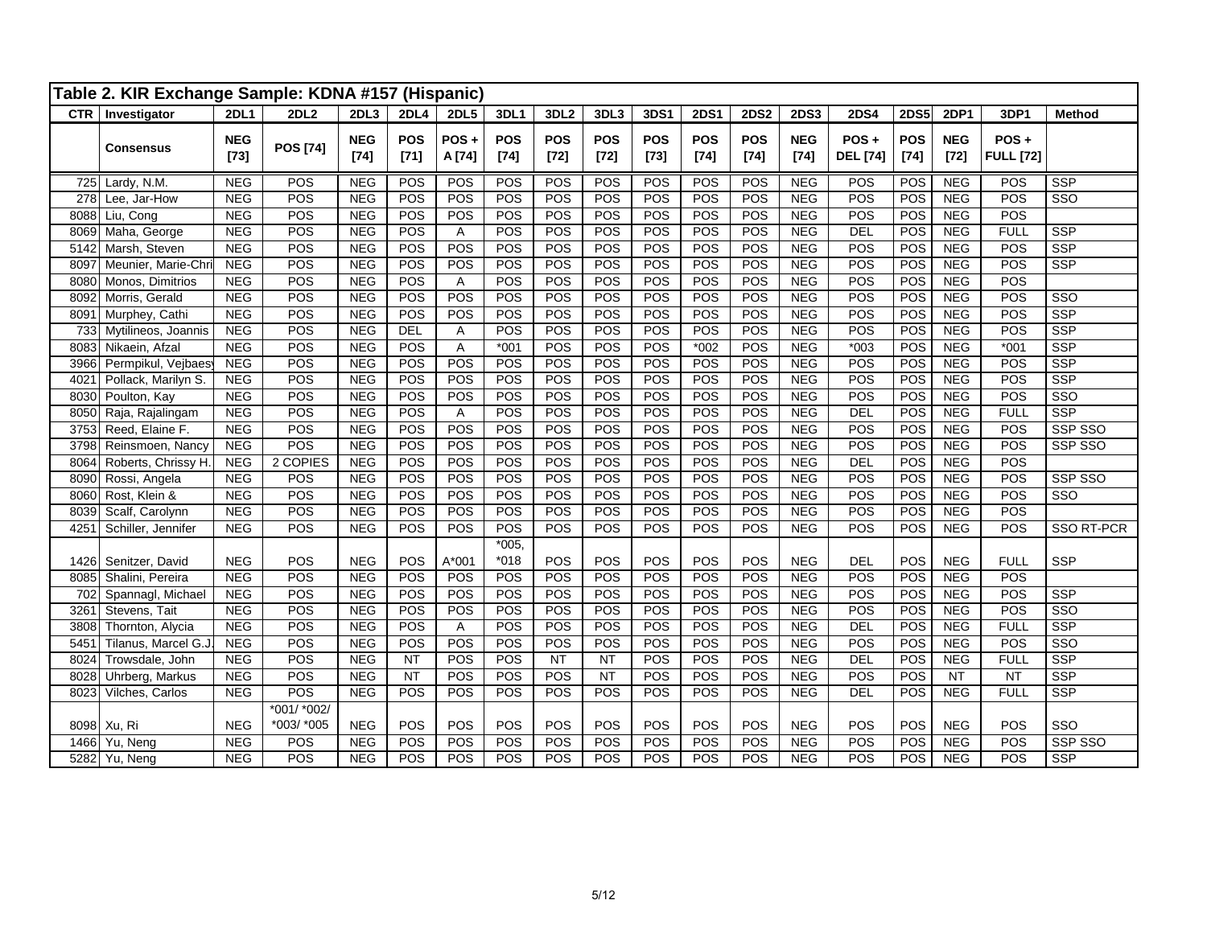## Table 2. KIR Exchange Sample: KDNA #157 (Hispanic)

| CTR | Investigator | 2DL1 | 2DL2 | 2DL3 | 2DL4 | 2DL5 | 3DL1 | 3DL2 | 3DL3 | 3DS1 | 2DS1 | 2DS2 | 2DS3 | 2DS4 | 2DS5 | 2DP1 | 3DP1 | Method |
|---|---|---|---|---|---|---|---|---|---|---|---|---|---|---|---|---|---|---|
| | **Consensus** | **NEG [73]** | **POS [74]** | **NEG [74]** | **POS [71]** | **POS + A [74]** | **POS [74]** | **POS [72]** | **POS [72]** | **POS [73]** | **POS [74]** | **POS [74]** | **NEG [74]** | **POS + DEL [74]** | **POS [74]** | **NEG [72]** | **POS + FULL [72]** | |
| 725 | Lardy, N.M. | NEG | POS | NEG | POS | POS | POS | POS | POS | POS | POS | POS | NEG | POS | POS | NEG | POS | SSP |
| 278 | Lee, Jar-How | NEG | POS | NEG | POS | POS | POS | POS | POS | POS | POS | POS | NEG | POS | POS | NEG | POS | SSO |
| 8088 | Liu, Cong | NEG | POS | NEG | POS | POS | POS | POS | POS | POS | POS | POS | NEG | POS | POS | NEG | POS | |
| 8069 | Maha, George | NEG | POS | NEG | POS | A | POS | POS | POS | POS | POS | POS | NEG | DEL | POS | NEG | FULL | SSP |
| 5142 | Marsh, Steven | NEG | POS | NEG | POS | POS | POS | POS | POS | POS | POS | POS | NEG | POS | POS | NEG | POS | SSP |
| 8097 | Meunier, Marie-Chri | NEG | POS | NEG | POS | POS | POS | POS | POS | POS | POS | POS | NEG | POS | POS | NEG | POS | SSP |
| 8080 | Monos, Dimitrios | NEG | POS | NEG | POS | A | POS | POS | POS | POS | POS | POS | NEG | POS | POS | NEG | POS | |
| 8092 | Morris, Gerald | NEG | POS | NEG | POS | POS | POS | POS | POS | POS | POS | POS | NEG | POS | POS | NEG | POS | SSO |
| 8091 | Murphey, Cathi | NEG | POS | NEG | POS | POS | POS | POS | POS | POS | POS | POS | NEG | POS | POS | NEG | POS | SSP |
| 733 | Mytilineos, Joannis | NEG | POS | NEG | DEL | A | POS | POS | POS | POS | POS | POS | NEG | POS | POS | NEG | POS | SSP |
| 8083 | Nikaein, Afzal | NEG | POS | NEG | POS | A | *001 | POS | POS | POS | *002 | POS | NEG | *003 | POS | NEG | *001 | SSP |
| 3966 | Permpikul, Vejbaesy | NEG | POS | NEG | POS | POS | POS | POS | POS | POS | POS | POS | NEG | POS | POS | NEG | POS | SSP |
| 4021 | Pollack, Marilyn S. | NEG | POS | NEG | POS | POS | POS | POS | POS | POS | POS | POS | NEG | POS | POS | NEG | POS | SSP |
| 8030 | Poulton, Kay | NEG | POS | NEG | POS | POS | POS | POS | POS | POS | POS | POS | NEG | POS | POS | NEG | POS | SSO |
| 8050 | Raja, Rajalingam | NEG | POS | NEG | POS | A | POS | POS | POS | POS | POS | POS | NEG | DEL | POS | NEG | FULL | SSP |
| 3753 | Reed, Elaine F. | NEG | POS | NEG | POS | POS | POS | POS | POS | POS | POS | POS | NEG | POS | POS | NEG | POS | SSP SSO |
| 3798 | Reinsmoen, Nancy | NEG | POS | NEG | POS | POS | POS | POS | POS | POS | POS | POS | NEG | POS | POS | NEG | POS | SSP SSO |
| 8064 | Roberts, Chrissy H. | NEG | 2 COPIES | NEG | POS | POS | POS | POS | POS | POS | POS | POS | NEG | DEL | POS | NEG | POS | |
| 8090 | Rossi, Angela | NEG | POS | NEG | POS | POS | POS | POS | POS | POS | POS | POS | NEG | POS | POS | NEG | POS | SSP SSO |
| 8060 | Rost, Klein & | NEG | POS | NEG | POS | POS | POS | POS | POS | POS | POS | POS | NEG | POS | POS | NEG | POS | SSO |
| 8039 | Scalf, Carolynn | NEG | POS | NEG | POS | POS | POS | POS | POS | POS | POS | POS | NEG | POS | POS | NEG | POS | |
| 4251 | Schiller, Jennifer | NEG | POS | NEG | POS | POS | POS | POS | POS | POS | POS | POS | NEG | POS | POS | NEG | POS | SSO RT-PCR |
| 1426 | Senitzer, David | NEG | POS | NEG | POS | A*001 | *005, *018 | POS | POS | POS | POS | POS | NEG | DEL | POS | NEG | FULL | SSP |
| 8085 | Shalini, Pereira | NEG | POS | NEG | POS | POS | POS | POS | POS | POS | POS | POS | NEG | POS | POS | NEG | POS | |
| 702 | Spannagl, Michael | NEG | POS | NEG | POS | POS | POS | POS | POS | POS | POS | POS | NEG | POS | POS | NEG | POS | SSP |
| 3261 | Stevens, Tait | NEG | POS | NEG | POS | POS | POS | POS | POS | POS | POS | POS | NEG | POS | POS | NEG | POS | SSO |
| 3808 | Thornton, Alycia | NEG | POS | NEG | POS | A | POS | POS | POS | POS | POS | POS | NEG | DEL | POS | NEG | FULL | SSP |
| 5451 | Tilanus, Marcel G.J. | NEG | POS | NEG | POS | POS | POS | POS | POS | POS | POS | POS | NEG | POS | POS | NEG | POS | SSO |
| 8024 | Trowsdale, John | NEG | POS | NEG | NT | POS | POS | NT | NT | POS | POS | POS | NEG | DEL | POS | NEG | FULL | SSP |
| 8028 | Uhrberg, Markus | NEG | POS | NEG | NT | POS | POS | POS | NT | POS | POS | POS | NEG | POS | POS | NT | NT | SSP |
| 8023 | Vilches, Carlos | NEG | POS | NEG | POS | POS | POS | POS | POS | POS | POS | POS | NEG | DEL | POS | NEG | FULL | SSP |
| 8098 | Xu, Ri | NEG | *001/ *002/ *003/ *005 | NEG | POS | POS | POS | POS | POS | POS | POS | POS | NEG | POS | POS | NEG | POS | SSO |
| 1466 | Yu, Neng | NEG | POS | NEG | POS | POS | POS | POS | POS | POS | POS | POS | NEG | POS | POS | NEG | POS | SSP SSO |
| 5282 | Yu, Neng | NEG | POS | NEG | POS | POS | POS | POS | POS | POS | POS | POS | NEG | POS | POS | NEG | POS | SSP |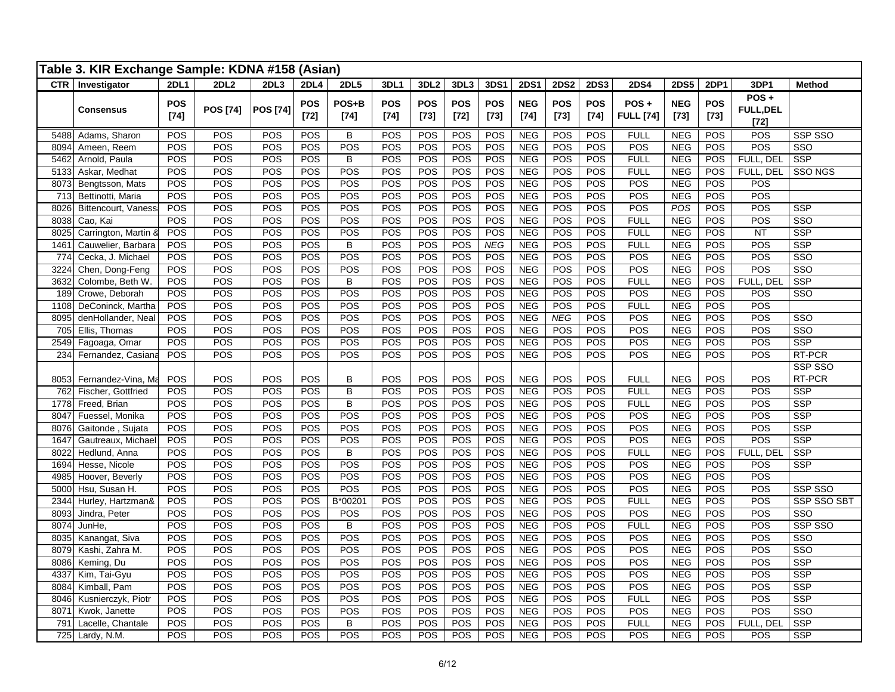## Table 3. KIR Exchange Sample: KDNA #158 (Asian)

| CTR | Investigator | 2DL1 | 2DL2 | 2DL3 | 2DL4 | 2DL5 | 3DL1 | 3DL2 | 3DL3 | 3DS1 | 2DS1 | 2DS2 | 2DS3 | 2DS4 | 2DS5 | 2DP1 | 3DP1 | Method |
|---|---|---|---|---|---|---|---|---|---|---|---|---|---|---|---|---|---|---|
| | **Consensus** | **POS [74]** | **POS [74]** | **POS [74]** | **POS [72]** | **POS+B [74]** | **POS [74]** | **POS [73]** | **POS [72]** | **POS [73]** | **NEG [74]** | **POS [73]** | **POS [74]** | **POS + FULL [74]** | **NEG [73]** | **POS [73]** | **POS + FULL,DEL [72]** | |
| 5488 | Adams, Sharon | POS | POS | POS | POS | B | POS | POS | POS | POS | NEG | POS | POS | FULL | NEG | POS | POS | SSP SSO |
| 8094 | Ameen, Reem | POS | POS | POS | POS | POS | POS | POS | POS | POS | NEG | POS | POS | POS | NEG | POS | POS | SSO |
| 5462 | Arnold, Paula | POS | POS | POS | POS | B | POS | POS | POS | POS | NEG | POS | POS | FULL | NEG | POS | FULL, DEL | SSP |
| 5133 | Askar, Medhat | POS | POS | POS | POS | POS | POS | POS | POS | POS | NEG | POS | POS | FULL | NEG | POS | FULL, DEL | SSO NGS |
| 8073 | Bengtsson, Mats | POS | POS | POS | POS | POS | POS | POS | POS | POS | NEG | POS | POS | POS | NEG | POS | POS | |
| 713 | Bettinotti, Maria | POS | POS | POS | POS | POS | POS | POS | POS | POS | NEG | POS | POS | POS | NEG | POS | POS | |
| 8026 | Bittencourt, Vanessa | POS | POS | POS | POS | POS | POS | POS | POS | POS | NEG | POS | POS | POS | *POS* | POS | POS | SSP |
| 8038 | Cao, Kai | POS | POS | POS | POS | POS | POS | POS | POS | POS | NEG | POS | POS | FULL | NEG | POS | POS | SSO |
| 8025 | Carrington, Martin & | POS | POS | POS | POS | POS | POS | POS | POS | POS | NEG | POS | POS | FULL | NEG | POS | NT | SSP |
| 1461 | Cauwelier, Barbara | POS | POS | POS | POS | B | POS | POS | POS | *NEG* | NEG | POS | POS | FULL | NEG | POS | POS | SSP |
| 774 | Cecka, J. Michael | POS | POS | POS | POS | POS | POS | POS | POS | POS | NEG | POS | POS | POS | NEG | POS | POS | SSO |
| 3224 | Chen, Dong-Feng | POS | POS | POS | POS | POS | POS | POS | POS | POS | NEG | POS | POS | POS | NEG | POS | POS | SSO |
| 3632 | Colombe, Beth W. | POS | POS | POS | POS | B | POS | POS | POS | POS | NEG | POS | POS | FULL | NEG | POS | FULL, DEL | SSP |
| 189 | Crowe, Deborah | POS | POS | POS | POS | POS | POS | POS | POS | POS | NEG | POS | POS | POS | NEG | POS | POS | SSO |
| 1108 | DeConinck, Martha | POS | POS | POS | POS | POS | POS | POS | POS | POS | NEG | POS | POS | FULL | NEG | POS | POS | |
| 8095 | denHollander, Neal | POS | POS | POS | POS | POS | POS | POS | POS | POS | NEG | *NEG* | POS | POS | NEG | POS | POS | SSO |
| 705 | Ellis, Thomas | POS | POS | POS | POS | POS | POS | POS | POS | POS | NEG | POS | POS | POS | NEG | POS | POS | SSO |
| 2549 | Fagoaga, Omar | POS | POS | POS | POS | POS | POS | POS | POS | POS | NEG | POS | POS | POS | NEG | POS | POS | SSP |
| 234 | Fernandez, Casiana | POS | POS | POS | POS | POS | POS | POS | POS | POS | NEG | POS | POS | POS | NEG | POS | POS | RT-PCR |
| 8053 | Fernandez-Vina, Ma | POS | POS | POS | POS | B | POS | POS | POS | POS | NEG | POS | POS | FULL | NEG | POS | POS | SSP SSO RT-PCR |
| 762 | Fischer, Gottfried | POS | POS | POS | POS | B | POS | POS | POS | POS | NEG | POS | POS | FULL | NEG | POS | POS | SSP |
| 1778 | Freed, Brian | POS | POS | POS | POS | B | POS | POS | POS | POS | NEG | POS | POS | FULL | NEG | POS | POS | SSP |
| 8047 | Fuessel, Monika | POS | POS | POS | POS | POS | POS | POS | POS | POS | NEG | POS | POS | POS | NEG | POS | POS | SSP |
| 8076 | Gaitonde , Sujata | POS | POS | POS | POS | POS | POS | POS | POS | POS | NEG | POS | POS | POS | NEG | POS | POS | SSP |
| 1647 | Gautreaux, Michael | POS | POS | POS | POS | POS | POS | POS | POS | POS | NEG | POS | POS | POS | NEG | POS | POS | SSP |
| 8022 | Hedlund, Anna | POS | POS | POS | POS | B | POS | POS | POS | POS | NEG | POS | POS | FULL | NEG | POS | FULL, DEL | SSP |
| 1694 | Hesse, Nicole | POS | POS | POS | POS | POS | POS | POS | POS | POS | NEG | POS | POS | POS | NEG | POS | POS | SSP |
| 4985 | Hoover, Beverly | POS | POS | POS | POS | POS | POS | POS | POS | POS | NEG | POS | POS | POS | NEG | POS | POS | |
| 5000 | Hsu, Susan H. | POS | POS | POS | POS | POS | POS | POS | POS | POS | NEG | POS | POS | POS | NEG | POS | POS | SSP SSO |
| 2344 | Hurley, Hartzman& | POS | POS | POS | POS | B*00201 | POS | POS | POS | POS | NEG | POS | POS | FULL | NEG | POS | POS | SSP SSO SBT |
| 8093 | Jindra, Peter | POS | POS | POS | POS | POS | POS | POS | POS | POS | NEG | POS | POS | POS | NEG | POS | POS | SSO |
| 8074 | JunHe, | POS | POS | POS | POS | B | POS | POS | POS | POS | NEG | POS | POS | FULL | NEG | POS | POS | SSP SSO |
| 8035 | Kanangat, Siva | POS | POS | POS | POS | POS | POS | POS | POS | POS | NEG | POS | POS | POS | NEG | POS | POS | SSO |
| 8079 | Kashi, Zahra M. | POS | POS | POS | POS | POS | POS | POS | POS | POS | NEG | POS | POS | POS | NEG | POS | POS | SSO |
| 8086 | Keming, Du | POS | POS | POS | POS | POS | POS | POS | POS | POS | NEG | POS | POS | POS | NEG | POS | POS | SSP |
| 4337 | Kim, Tai-Gyu | POS | POS | POS | POS | POS | POS | POS | POS | POS | NEG | POS | POS | POS | NEG | POS | POS | SSP |
| 8084 | Kimball, Pam | POS | POS | POS | POS | POS | POS | POS | POS | POS | NEG | POS | POS | POS | NEG | POS | POS | SSP |
| 8046 | Kusnierczyk, Piotr | POS | POS | POS | POS | POS | POS | POS | POS | POS | NEG | POS | POS | FULL | NEG | POS | POS | SSP |
| 8071 | Kwok, Janette | POS | POS | POS | POS | POS | POS | POS | POS | POS | NEG | POS | POS | POS | NEG | POS | POS | SSO |
| 791 | Lacelle, Chantale | POS | POS | POS | POS | B | POS | POS | POS | POS | NEG | POS | POS | FULL | NEG | POS | FULL, DEL | SSP |
| 725 | Lardy, N.M. | POS | POS | POS | POS | POS | POS | POS | POS | POS | NEG | POS | POS | POS | NEG | POS | POS | SSP |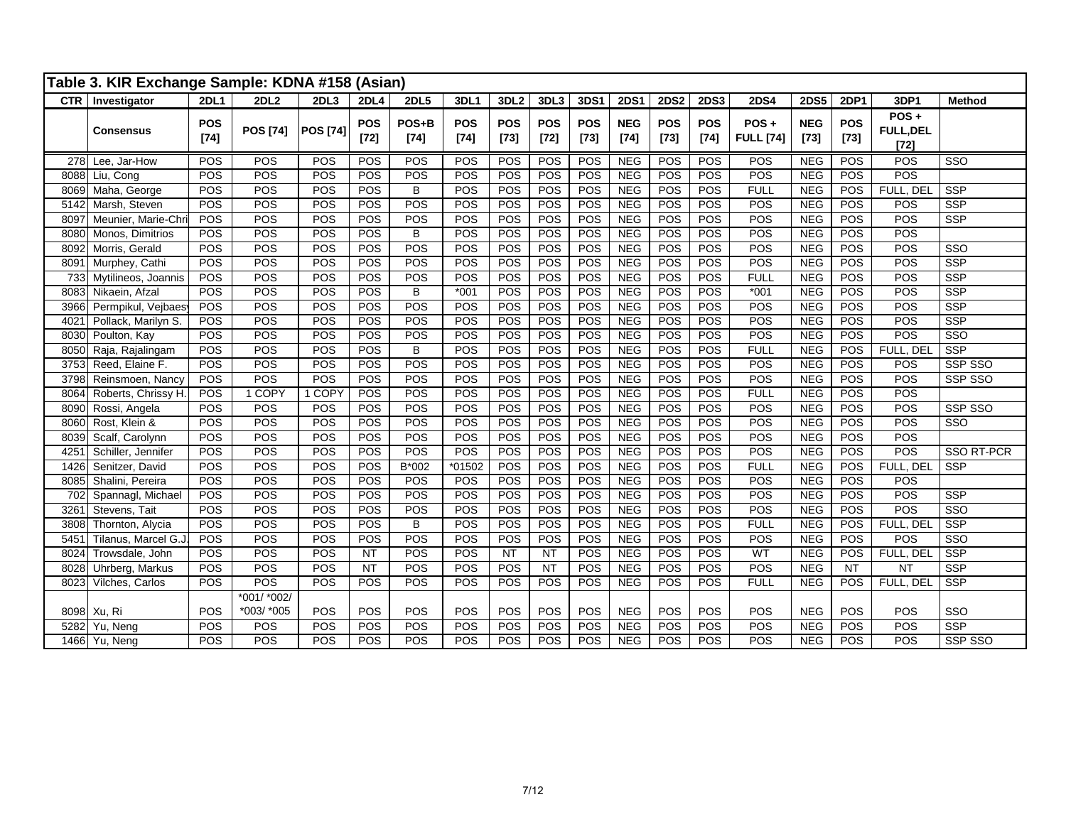| Table 3. KIR Exchange Sample: KDNA #158 (Asian) | | | | | | | | | | | | | | | | | | |
|---|---|---|---|---|---|---|---|---|---|---|---|---|---|---|---|---|---|---|
| CTR | Investigator | 2DL1 | 2DL2 | 2DL3 | 2DL4 | 2DL5 | 3DL1 | 3DL2 | 3DL3 | 3DS1 | 2DS1 | 2DS2 | 2DS3 | 2DS4 | 2DS5 | 2DP1 | 3DP1 | Method |
| | Consensus | POS [74] | POS [74] | POS [74] | POS [72] | POS+B [74] | POS [74] | POS [73] | POS [72] | POS [73] | NEG [74] | POS [73] | POS [74] | POS + FULL [74] | NEG [73] | POS [73] | POS + FULL,DEL [72] | |
| 278 | Lee, Jar-How | POS | POS | POS | POS | POS | POS | POS | POS | POS | NEG | POS | POS | POS | NEG | POS | POS | SSO |
| 8088 | Liu, Cong | POS | POS | POS | POS | POS | POS | POS | POS | POS | NEG | POS | POS | POS | NEG | POS | POS | |
| 8069 | Maha, George | POS | POS | POS | POS | B | POS | POS | POS | POS | NEG | POS | POS | FULL | NEG | POS | FULL, DEL | SSP |
| 5142 | Marsh, Steven | POS | POS | POS | POS | POS | POS | POS | POS | POS | NEG | POS | POS | POS | NEG | POS | POS | SSP |
| 8097 | Meunier, Marie-Chri | POS | POS | POS | POS | POS | POS | POS | POS | POS | NEG | POS | POS | POS | NEG | POS | POS | SSP |
| 8080 | Monos, Dimitrios | POS | POS | POS | POS | B | POS | POS | POS | POS | NEG | POS | POS | POS | NEG | POS | POS | |
| 8092 | Morris, Gerald | POS | POS | POS | POS | POS | POS | POS | POS | POS | NEG | POS | POS | POS | NEG | POS | POS | SSO |
| 8091 | Murphey, Cathi | POS | POS | POS | POS | POS | POS | POS | POS | POS | NEG | POS | POS | POS | NEG | POS | POS | SSP |
| 733 | Mytilineos, Joannis | POS | POS | POS | POS | POS | POS | POS | POS | POS | NEG | POS | POS | FULL | NEG | POS | POS | SSP |
| 8083 | Nikaein, Afzal | POS | POS | POS | POS | B | *001 | POS | POS | POS | NEG | POS | POS | *001 | NEG | POS | POS | SSP |
| 3966 | Permpikul, Vejbaes | POS | POS | POS | POS | POS | POS | POS | POS | POS | NEG | POS | POS | POS | NEG | POS | POS | SSP |
| 4021 | Pollack, Marilyn S. | POS | POS | POS | POS | POS | POS | POS | POS | POS | NEG | POS | POS | POS | NEG | POS | POS | SSP |
| 8030 | Poulton, Kay | POS | POS | POS | POS | POS | POS | POS | POS | POS | NEG | POS | POS | POS | NEG | POS | POS | SSO |
| 8050 | Raja, Rajalingam | POS | POS | POS | POS | B | POS | POS | POS | POS | NEG | POS | POS | FULL | NEG | POS | FULL, DEL | SSP |
| 3753 | Reed, Elaine F. | POS | POS | POS | POS | POS | POS | POS | POS | POS | NEG | POS | POS | POS | NEG | POS | POS | SSP SSO |
| 3798 | Reinsmoen, Nancy | POS | POS | POS | POS | POS | POS | POS | POS | POS | NEG | POS | POS | POS | NEG | POS | POS | SSP SSO |
| 8064 | Roberts, Chrissy H. | POS | 1 COPY | 1 COPY | POS | POS | POS | POS | POS | POS | NEG | POS | POS | FULL | NEG | POS | POS | |
| 8090 | Rossi, Angela | POS | POS | POS | POS | POS | POS | POS | POS | POS | NEG | POS | POS | POS | NEG | POS | POS | SSP SSO |
| 8060 | Rost, Klein & | POS | POS | POS | POS | POS | POS | POS | POS | POS | NEG | POS | POS | POS | NEG | POS | POS | SSO |
| 8039 | Scalf, Carolynn | POS | POS | POS | POS | POS | POS | POS | POS | POS | NEG | POS | POS | POS | NEG | POS | POS | |
| 4251 | Schiller, Jennifer | POS | POS | POS | POS | POS | POS | POS | POS | POS | NEG | POS | POS | POS | NEG | POS | POS | SSO RT-PCR |
| 1426 | Senitzer, David | POS | POS | POS | POS | B*002 | *01502 | POS | POS | POS | NEG | POS | POS | FULL | NEG | POS | FULL, DEL | SSP |
| 8085 | Shalini, Pereira | POS | POS | POS | POS | POS | POS | POS | POS | POS | NEG | POS | POS | POS | NEG | POS | POS | |
| 702 | Spannagl, Michael | POS | POS | POS | POS | POS | POS | POS | POS | POS | NEG | POS | POS | POS | NEG | POS | POS | SSP |
| 3261 | Stevens, Tait | POS | POS | POS | POS | POS | POS | POS | POS | POS | NEG | POS | POS | POS | NEG | POS | POS | SSO |
| 3808 | Thornton, Alycia | POS | POS | POS | POS | B | POS | POS | POS | POS | NEG | POS | POS | FULL | NEG | POS | FULL, DEL | SSP |
| 5451 | Tilanus, Marcel G.J. | POS | POS | POS | POS | POS | POS | POS | POS | POS | NEG | POS | POS | POS | NEG | POS | POS | SSO |
| 8024 | Trowsdale, John | POS | POS | POS | NT | POS | POS | NT | NT | POS | NEG | POS | POS | WT | NEG | POS | FULL, DEL | SSP |
| 8028 | Uhrberg, Markus | POS | POS | POS | NT | POS | POS | POS | NT | POS | NEG | POS | POS | POS | NEG | NT | NT | SSP |
| 8023 | Vilches, Carlos | POS | POS | POS | POS | POS | POS | POS | POS | POS | NEG | POS | POS | FULL | NEG | POS | FULL, DEL | SSP |
| 8098 | Xu, Ri | POS | *001/ *002/ *003/ *005 | POS | POS | POS | POS | POS | POS | POS | NEG | POS | POS | POS | NEG | POS | POS | SSO |
| 5282 | Yu, Neng | POS | POS | POS | POS | POS | POS | POS | POS | POS | NEG | POS | POS | POS | NEG | POS | POS | SSP |
| 1466 | Yu, Neng | POS | POS | POS | POS | POS | POS | POS | POS | POS | NEG | POS | POS | POS | NEG | POS | POS | SSP SSO |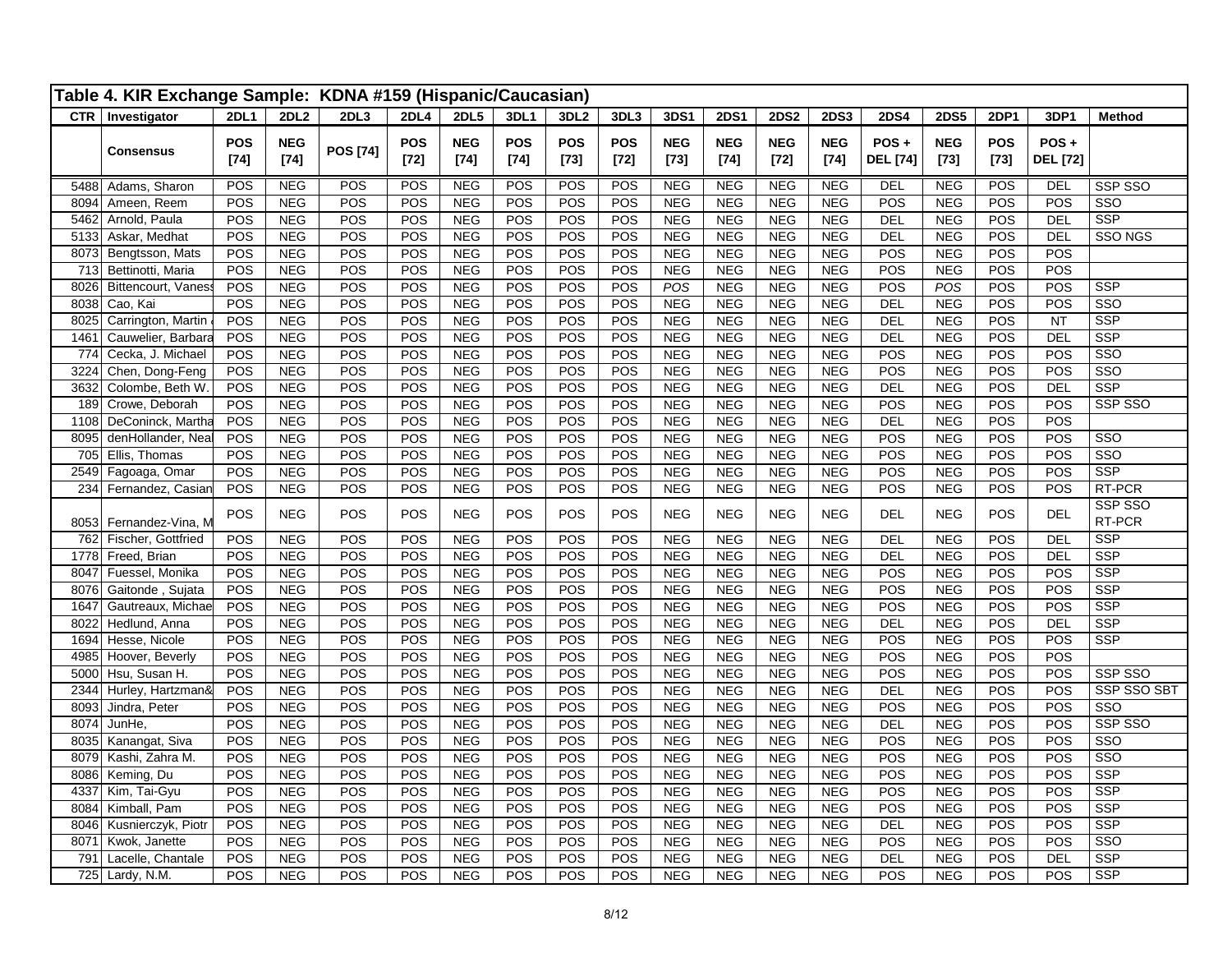**Table 4. KIR Exchange Sample: KDNA #159 (Hispanic/Caucasian)**

| CTR | Investigator | 2DL1 | 2DL2 | 2DL3 | 2DL4 | 2DL5 | 3DL1 | 3DL2 | 3DL3 | 3DS1 | 2DS1 | 2DS2 | 2DS3 | 2DS4 | 2DS5 | 2DP1 | 3DP1 | Method |
|---|---|---|---|---|---|---|---|---|---|---|---|---|---|---|---|---|---|---|
| | Consensus | POS [74] | NEG [74] | POS [74] | POS [72] | NEG [74] | POS [74] | POS [73] | POS [72] | NEG [73] | NEG [74] | NEG [72] | NEG [74] | POS + DEL [74] | NEG [73] | POS [73] | POS + DEL [72] | |
| 5488 | Adams, Sharon | POS | NEG | POS | POS | NEG | POS | POS | POS | NEG | NEG | NEG | NEG | DEL | NEG | POS | DEL | SSP SSO |
| 8094 | Ameen, Reem | POS | NEG | POS | POS | NEG | POS | POS | POS | NEG | NEG | NEG | NEG | POS | NEG | POS | POS | SSO |
| 5462 | Arnold, Paula | POS | NEG | POS | POS | NEG | POS | POS | POS | NEG | NEG | NEG | NEG | DEL | NEG | POS | DEL | SSP |
| 5133 | Askar, Medhat | POS | NEG | POS | POS | NEG | POS | POS | POS | NEG | NEG | NEG | NEG | DEL | NEG | POS | DEL | SSO NGS |
| 8073 | Bengtsson, Mats | POS | NEG | POS | POS | NEG | POS | POS | POS | NEG | NEG | NEG | NEG | POS | NEG | POS | POS | |
| 713 | Bettinotti, Maria | POS | NEG | POS | POS | NEG | POS | POS | POS | NEG | NEG | NEG | NEG | POS | NEG | POS | POS | |
| 8026 | Bittencourt, Vaness | POS | NEG | POS | POS | NEG | POS | POS | POS | *POS* | NEG | NEG | NEG | POS | *POS* | POS | POS | SSP |
| 8038 | Cao, Kai | POS | NEG | POS | POS | NEG | POS | POS | POS | NEG | NEG | NEG | NEG | DEL | NEG | POS | POS | SSO |
| 8025 | Carrington, Martin | POS | NEG | POS | POS | NEG | POS | POS | POS | NEG | NEG | NEG | NEG | DEL | NEG | POS | NT | SSP |
| 1461 | Cauwelier, Barbara | POS | NEG | POS | POS | NEG | POS | POS | POS | NEG | NEG | NEG | NEG | DEL | NEG | POS | DEL | SSP |
| 774 | Cecka, J. Michael | POS | NEG | POS | POS | NEG | POS | POS | POS | NEG | NEG | NEG | NEG | POS | NEG | POS | POS | SSO |
| 3224 | Chen, Dong-Feng | POS | NEG | POS | POS | NEG | POS | POS | POS | NEG | NEG | NEG | NEG | POS | NEG | POS | POS | SSO |
| 3632 | Colombe, Beth W. | POS | NEG | POS | POS | NEG | POS | POS | POS | NEG | NEG | NEG | NEG | DEL | NEG | POS | DEL | SSP |
| 189 | Crowe, Deborah | POS | NEG | POS | POS | NEG | POS | POS | POS | NEG | NEG | NEG | NEG | POS | NEG | POS | POS | SSP SSO |
| 1108 | DeConinck, Martha | POS | NEG | POS | POS | NEG | POS | POS | POS | NEG | NEG | NEG | NEG | DEL | NEG | POS | POS | |
| 8095 | denHollander, Neal | POS | NEG | POS | POS | NEG | POS | POS | POS | NEG | NEG | NEG | NEG | POS | NEG | POS | POS | SSO |
| 705 | Ellis, Thomas | POS | NEG | POS | POS | NEG | POS | POS | POS | NEG | NEG | NEG | NEG | POS | NEG | POS | POS | SSO |
| 2549 | Fagoaga, Omar | POS | NEG | POS | POS | NEG | POS | POS | POS | NEG | NEG | NEG | NEG | POS | NEG | POS | POS | SSP |
| 234 | Fernandez, Casian | POS | NEG | POS | POS | NEG | POS | POS | POS | NEG | NEG | NEG | NEG | POS | NEG | POS | POS | RT-PCR |
| 8053 | Fernandez-Vina, M | POS | NEG | POS | POS | NEG | POS | POS | POS | NEG | NEG | NEG | NEG | DEL | NEG | POS | DEL | SSP SSO RT-PCR |
| 762 | Fischer, Gottfried | POS | NEG | POS | POS | NEG | POS | POS | POS | NEG | NEG | NEG | NEG | DEL | NEG | POS | DEL | SSP |
| 1778 | Freed, Brian | POS | NEG | POS | POS | NEG | POS | POS | POS | NEG | NEG | NEG | NEG | DEL | NEG | POS | DEL | SSP |
| 8047 | Fuessel, Monika | POS | NEG | POS | POS | NEG | POS | POS | POS | NEG | NEG | NEG | NEG | POS | NEG | POS | POS | SSP |
| 8076 | Gaitonde , Sujata | POS | NEG | POS | POS | NEG | POS | POS | POS | NEG | NEG | NEG | NEG | POS | NEG | POS | POS | SSP |
| 1647 | Gautreaux, Michae | POS | NEG | POS | POS | NEG | POS | POS | POS | NEG | NEG | NEG | NEG | POS | NEG | POS | POS | SSP |
| 8022 | Hedlund, Anna | POS | NEG | POS | POS | NEG | POS | POS | POS | NEG | NEG | NEG | NEG | DEL | NEG | POS | DEL | SSP |
| 1694 | Hesse, Nicole | POS | NEG | POS | POS | NEG | POS | POS | POS | NEG | NEG | NEG | NEG | POS | NEG | POS | POS | SSP |
| 4985 | Hoover, Beverly | POS | NEG | POS | POS | NEG | POS | POS | POS | NEG | NEG | NEG | NEG | POS | NEG | POS | POS | |
| 5000 | Hsu, Susan H. | POS | NEG | POS | POS | NEG | POS | POS | POS | NEG | NEG | NEG | NEG | POS | NEG | POS | POS | SSP SSO |
| 2344 | Hurley, Hartzman& | POS | NEG | POS | POS | NEG | POS | POS | POS | NEG | NEG | NEG | NEG | DEL | NEG | POS | POS | SSP SSO SBT |
| 8093 | Jindra, Peter | POS | NEG | POS | POS | NEG | POS | POS | POS | NEG | NEG | NEG | NEG | POS | NEG | POS | POS | SSO |
| 8074 | JunHe, | POS | NEG | POS | POS | NEG | POS | POS | POS | NEG | NEG | NEG | NEG | DEL | NEG | POS | POS | SSP SSO |
| 8035 | Kanangat, Siva | POS | NEG | POS | POS | NEG | POS | POS | POS | NEG | NEG | NEG | NEG | POS | NEG | POS | POS | SSO |
| 8079 | Kashi, Zahra M. | POS | NEG | POS | POS | NEG | POS | POS | POS | NEG | NEG | NEG | NEG | POS | NEG | POS | POS | SSO |
| 8086 | Keming, Du | POS | NEG | POS | POS | NEG | POS | POS | POS | NEG | NEG | NEG | NEG | POS | NEG | POS | POS | SSP |
| 4337 | Kim, Tai-Gyu | POS | NEG | POS | POS | NEG | POS | POS | POS | NEG | NEG | NEG | NEG | POS | NEG | POS | POS | SSP |
| 8084 | Kimball, Pam | POS | NEG | POS | POS | NEG | POS | POS | POS | NEG | NEG | NEG | NEG | POS | NEG | POS | POS | SSP |
| 8046 | Kusnierczyk, Piotr | POS | NEG | POS | POS | NEG | POS | POS | POS | NEG | NEG | NEG | NEG | DEL | NEG | POS | POS | SSP |
| 8071 | Kwok, Janette | POS | NEG | POS | POS | NEG | POS | POS | POS | NEG | NEG | NEG | NEG | POS | NEG | POS | POS | SSO |
| 791 | Lacelle, Chantale | POS | NEG | POS | POS | NEG | POS | POS | POS | NEG | NEG | NEG | NEG | DEL | NEG | POS | DEL | SSP |
| 725 | Lardy, N.M. | POS | NEG | POS | POS | NEG | POS | POS | POS | NEG | NEG | NEG | NEG | POS | NEG | POS | POS | SSP |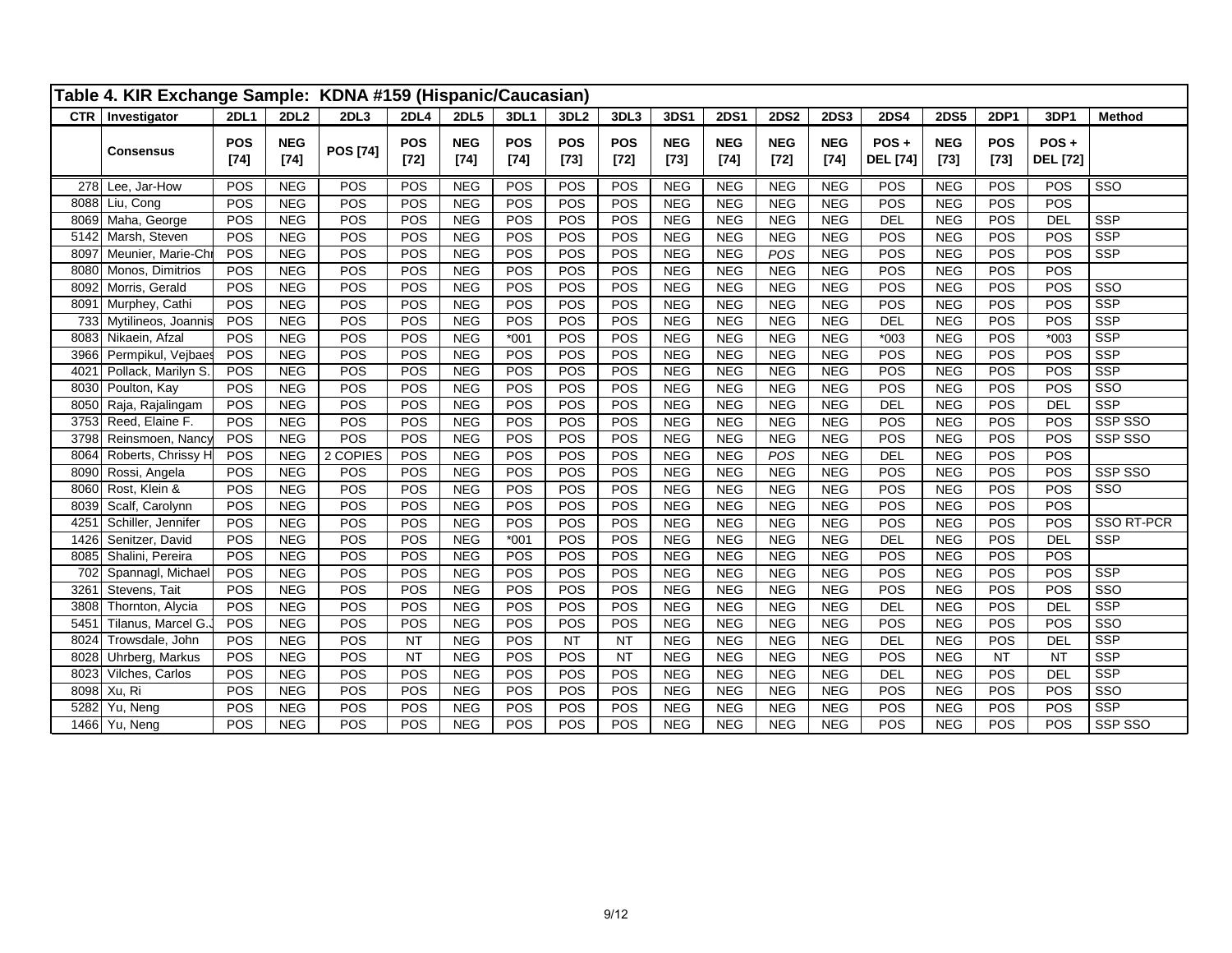# Table 4. KIR Exchange Sample: KDNA #159 (Hispanic/Caucasian)

| CTR | Investigator | 2DL1 | 2DL2 | 2DL3 | 2DL4 | 2DL5 | 3DL1 | 3DL2 | 3DL3 | 3DS1 | 2DS1 | 2DS2 | 2DS3 | 2DS4 | 2DS5 | 2DP1 | 3DP1 | Method |
|---|---|---|---|---|---|---|---|---|---|---|---|---|---|---|---|---|---|---|
| | **Consensus** | **POS [74]** | **NEG [74]** | **POS [74]** | **POS [72]** | **NEG [74]** | **POS [74]** | **POS [73]** | **POS [72]** | **NEG [73]** | **NEG [74]** | **NEG [72]** | **NEG [74]** | **POS + DEL [74]** | **NEG [73]** | **POS [73]** | **POS + DEL [72]** | |
| 278 | Lee, Jar-How | POS | NEG | POS | POS | NEG | POS | POS | POS | NEG | NEG | NEG | NEG | POS | NEG | POS | POS | SSO |
| 8088 | Liu, Cong | POS | NEG | POS | POS | NEG | POS | POS | POS | NEG | NEG | NEG | NEG | POS | NEG | POS | POS | |
| 8069 | Maha, George | POS | NEG | POS | POS | NEG | POS | POS | POS | NEG | NEG | NEG | NEG | DEL | NEG | POS | DEL | SSP |
| 5142 | Marsh, Steven | POS | NEG | POS | POS | NEG | POS | POS | POS | NEG | NEG | NEG | NEG | POS | NEG | POS | POS | SSP |
| 8097 | Meunier, Marie-Chr | POS | NEG | POS | POS | NEG | POS | POS | POS | NEG | NEG | *POS* | NEG | POS | NEG | POS | POS | SSP |
| 8080 | Monos, Dimitrios | POS | NEG | POS | POS | NEG | POS | POS | POS | NEG | NEG | NEG | NEG | POS | NEG | POS | POS | |
| 8092 | Morris, Gerald | POS | NEG | POS | POS | NEG | POS | POS | POS | NEG | NEG | NEG | NEG | POS | NEG | POS | POS | SSO |
| 8091 | Murphey, Cathi | POS | NEG | POS | POS | NEG | POS | POS | POS | NEG | NEG | NEG | NEG | POS | NEG | POS | POS | SSP |
| 733 | Mytilineos, Joannis | POS | NEG | POS | POS | NEG | POS | POS | POS | NEG | NEG | NEG | NEG | DEL | NEG | POS | POS | SSP |
| 8083 | Nikaein, Afzal | POS | NEG | POS | POS | NEG | *001 | POS | POS | NEG | NEG | NEG | NEG | *003 | NEG | POS | *003 | SSP |
| 3966 | Permpikul, Vejbaes | POS | NEG | POS | POS | NEG | POS | POS | POS | NEG | NEG | NEG | NEG | POS | NEG | POS | POS | SSP |
| 4021 | Pollack, Marilyn S. | POS | NEG | POS | POS | NEG | POS | POS | POS | NEG | NEG | NEG | NEG | POS | NEG | POS | POS | SSP |
| 8030 | Poulton, Kay | POS | NEG | POS | POS | NEG | POS | POS | POS | NEG | NEG | NEG | NEG | POS | NEG | POS | POS | SSO |
| 8050 | Raja, Rajalingam | POS | NEG | POS | POS | NEG | POS | POS | POS | NEG | NEG | NEG | NEG | DEL | NEG | POS | DEL | SSP |
| 3753 | Reed, Elaine F. | POS | NEG | POS | POS | NEG | POS | POS | POS | NEG | NEG | NEG | NEG | POS | NEG | POS | POS | SSP SSO |
| 3798 | Reinsmoen, Nancy | POS | NEG | POS | POS | NEG | POS | POS | POS | NEG | NEG | NEG | NEG | POS | NEG | POS | POS | SSP SSO |
| 8064 | Roberts, Chrissy H | POS | NEG | 2 COPIES | POS | NEG | POS | POS | POS | NEG | NEG | *POS* | NEG | DEL | NEG | POS | POS | |
| 8090 | Rossi, Angela | POS | NEG | POS | POS | NEG | POS | POS | POS | NEG | NEG | NEG | NEG | POS | NEG | POS | POS | SSP SSO |
| 8060 | Rost, Klein & | POS | NEG | POS | POS | NEG | POS | POS | POS | NEG | NEG | NEG | NEG | POS | NEG | POS | POS | SSO |
| 8039 | Scalf, Carolynn | POS | NEG | POS | POS | NEG | POS | POS | POS | NEG | NEG | NEG | NEG | POS | NEG | POS | POS | |
| 4251 | Schiller, Jennifer | POS | NEG | POS | POS | NEG | POS | POS | POS | NEG | NEG | NEG | NEG | POS | NEG | POS | POS | SSO RT-PCR |
| 1426 | Senitzer, David | POS | NEG | POS | POS | NEG | *001 | POS | POS | NEG | NEG | NEG | NEG | DEL | NEG | POS | DEL | SSP |
| 8085 | Shalini, Pereira | POS | NEG | POS | POS | NEG | POS | POS | POS | NEG | NEG | NEG | NEG | POS | NEG | POS | POS | |
| 702 | Spannagl, Michael | POS | NEG | POS | POS | NEG | POS | POS | POS | NEG | NEG | NEG | NEG | POS | NEG | POS | POS | SSP |
| 3261 | Stevens, Tait | POS | NEG | POS | POS | NEG | POS | POS | POS | NEG | NEG | NEG | NEG | POS | NEG | POS | POS | SSO |
| 3808 | Thornton, Alycia | POS | NEG | POS | POS | NEG | POS | POS | POS | NEG | NEG | NEG | NEG | DEL | NEG | POS | DEL | SSP |
| 5451 | Tilanus, Marcel G.J | POS | NEG | POS | POS | NEG | POS | POS | POS | NEG | NEG | NEG | NEG | POS | NEG | POS | POS | SSO |
| 8024 | Trowsdale, John | POS | NEG | POS | NT | NEG | POS | NT | NT | NEG | NEG | NEG | NEG | DEL | NEG | POS | DEL | SSP |
| 8028 | Uhrberg, Markus | POS | NEG | POS | NT | NEG | POS | POS | NT | NEG | NEG | NEG | NEG | POS | NEG | NT | NT | SSP |
| 8023 | Vilches, Carlos | POS | NEG | POS | POS | NEG | POS | POS | POS | NEG | NEG | NEG | NEG | DEL | NEG | POS | DEL | SSP |
| 8098 | Xu, Ri | POS | NEG | POS | POS | NEG | POS | POS | POS | NEG | NEG | NEG | NEG | POS | NEG | POS | POS | SSO |
| 5282 | Yu, Neng | POS | NEG | POS | POS | NEG | POS | POS | POS | NEG | NEG | NEG | NEG | POS | NEG | POS | POS | SSP |
| 1466 | Yu, Neng | POS | NEG | POS | POS | NEG | POS | POS | POS | NEG | NEG | NEG | NEG | POS | NEG | POS | POS | SSP SSO |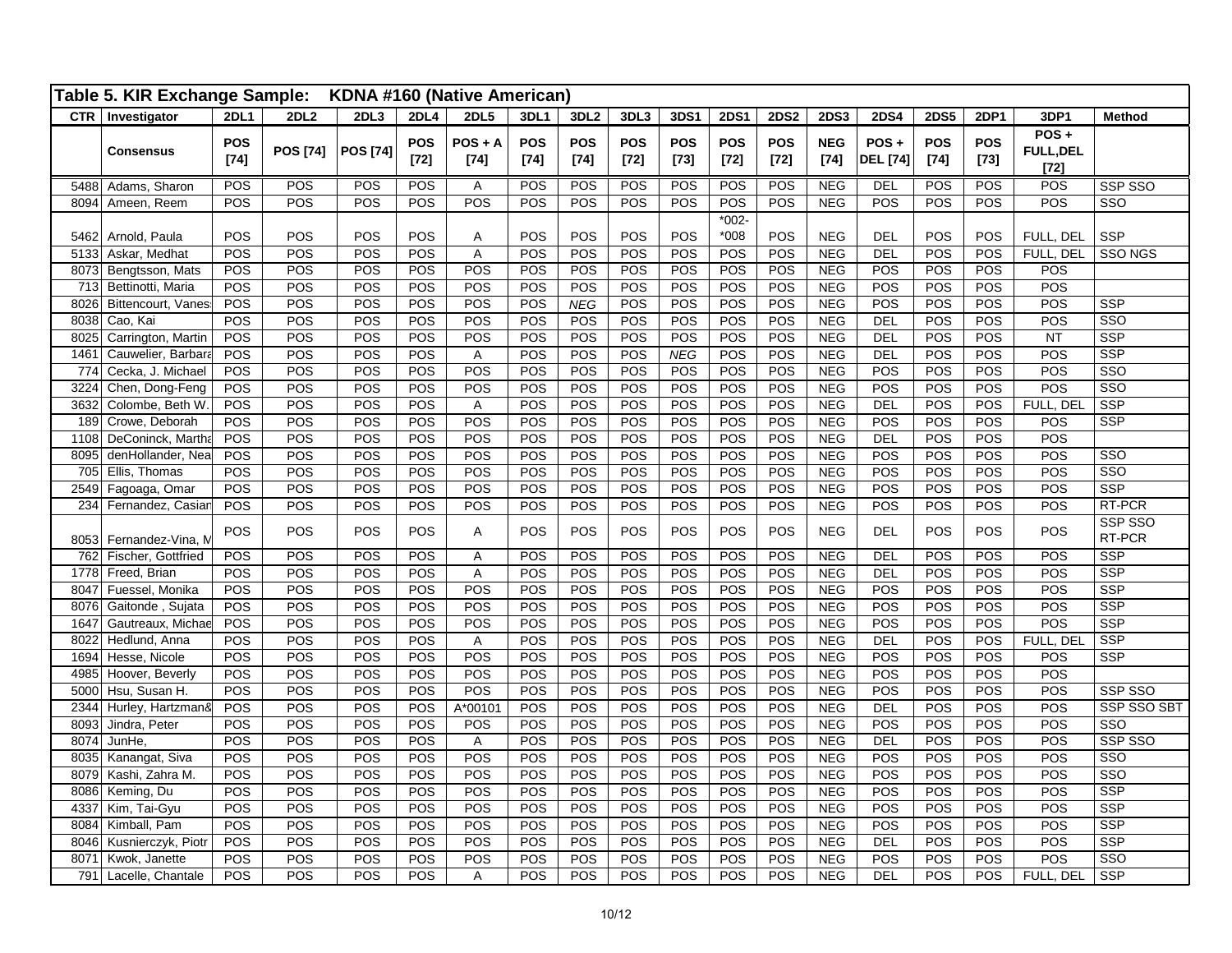**Table 5. KIR Exchange Sample: KDNA #160 (Native American)**

| CTR | Investigator | 2DL1 | 2DL2 | 2DL3 | 2DL4 | 2DL5 | 3DL1 | 3DL2 | 3DL3 | 3DS1 | 2DS1 | 2DS2 | 2DS3 | 2DS4 | 2DS5 | 2DP1 | 3DP1 | Method |
|---|---|---|---|---|---|---|---|---|---|---|---|---|---|---|---|---|---|---|
| | **Consensus** | **POS [74]** | **POS [74]** | **POS [74]** | **POS [72]** | **POS + A [74]** | **POS [74]** | **POS [74]** | **POS [72]** | **POS [73]** | **POS [72]** | **POS [72]** | **NEG [74]** | **POS + DEL [74]** | **POS [74]** | **POS [73]** | **POS + FULL,DEL [72]** | |
| 5488 | Adams, Sharon | POS | POS | POS | POS | A | POS | POS | POS | POS | POS | POS | NEG | DEL | POS | POS | POS | SSP SSO |
| 8094 | Ameen, Reem | POS | POS | POS | POS | POS | POS | POS | POS | POS | POS | POS | NEG | POS | POS | POS | POS | SSO |
| 5462 | Arnold, Paula | POS | POS | POS | POS | A | POS | POS | POS | POS | *002-*008 | POS | NEG | DEL | POS | POS | FULL, DEL | SSP |
| 5133 | Askar, Medhat | POS | POS | POS | POS | A | POS | POS | POS | POS | POS | POS | NEG | DEL | POS | POS | FULL, DEL | SSO NGS |
| 8073 | Bengtsson, Mats | POS | POS | POS | POS | POS | POS | POS | POS | POS | POS | POS | NEG | POS | POS | POS | POS | |
| 713 | Bettinotti, Maria | POS | POS | POS | POS | POS | POS | POS | POS | POS | POS | POS | NEG | POS | POS | POS | POS | |
| 8026 | Bittencourt, Vanes | POS | POS | POS | POS | POS | POS | *NEG* | POS | POS | POS | POS | NEG | POS | POS | POS | POS | SSP |
| 8038 | Cao, Kai | POS | POS | POS | POS | POS | POS | POS | POS | POS | POS | POS | NEG | DEL | POS | POS | POS | SSO |
| 8025 | Carrington, Martin | POS | POS | POS | POS | POS | POS | POS | POS | POS | POS | POS | NEG | DEL | POS | POS | NT | SSP |
| 1461 | Cauwelier, Barbara | POS | POS | POS | POS | A | POS | POS | POS | *NEG* | POS | POS | NEG | DEL | POS | POS | POS | SSP |
| 774 | Cecka, J. Michael | POS | POS | POS | POS | POS | POS | POS | POS | POS | POS | POS | NEG | POS | POS | POS | POS | SSO |
| 3224 | Chen, Dong-Feng | POS | POS | POS | POS | POS | POS | POS | POS | POS | POS | POS | NEG | POS | POS | POS | POS | SSO |
| 3632 | Colombe, Beth W. | POS | POS | POS | POS | A | POS | POS | POS | POS | POS | POS | NEG | DEL | POS | POS | FULL, DEL | SSP |
| 189 | Crowe, Deborah | POS | POS | POS | POS | POS | POS | POS | POS | POS | POS | POS | NEG | POS | POS | POS | POS | SSP |
| 1108 | DeConinck, Martha | POS | POS | POS | POS | POS | POS | POS | POS | POS | POS | POS | NEG | DEL | POS | POS | POS | |
| 8095 | denHollander, Neal | POS | POS | POS | POS | POS | POS | POS | POS | POS | POS | POS | NEG | POS | POS | POS | POS | SSO |
| 705 | Ellis, Thomas | POS | POS | POS | POS | POS | POS | POS | POS | POS | POS | POS | NEG | POS | POS | POS | POS | SSO |
| 2549 | Fagoaga, Omar | POS | POS | POS | POS | POS | POS | POS | POS | POS | POS | POS | NEG | POS | POS | POS | POS | SSP |
| 234 | Fernandez, Casian | POS | POS | POS | POS | POS | POS | POS | POS | POS | POS | POS | NEG | POS | POS | POS | POS | RT-PCR |
| 8053 | Fernandez-Vina, M | POS | POS | POS | POS | A | POS | POS | POS | POS | POS | POS | NEG | DEL | POS | POS | POS | SSP SSO RT-PCR |
| 762 | Fischer, Gottfried | POS | POS | POS | POS | A | POS | POS | POS | POS | POS | POS | NEG | DEL | POS | POS | POS | SSP |
| 1778 | Freed, Brian | POS | POS | POS | POS | A | POS | POS | POS | POS | POS | POS | NEG | DEL | POS | POS | POS | SSP |
| 8047 | Fuessel, Monika | POS | POS | POS | POS | POS | POS | POS | POS | POS | POS | POS | NEG | POS | POS | POS | POS | SSP |
| 8076 | Gaitonde , Sujata | POS | POS | POS | POS | POS | POS | POS | POS | POS | POS | POS | NEG | POS | POS | POS | POS | SSP |
| 1647 | Gautreaux, Michae | POS | POS | POS | POS | POS | POS | POS | POS | POS | POS | POS | NEG | POS | POS | POS | POS | SSP |
| 8022 | Hedlund, Anna | POS | POS | POS | POS | A | POS | POS | POS | POS | POS | POS | NEG | DEL | POS | POS | FULL, DEL | SSP |
| 1694 | Hesse, Nicole | POS | POS | POS | POS | POS | POS | POS | POS | POS | POS | POS | NEG | POS | POS | POS | POS | SSP |
| 4985 | Hoover, Beverly | POS | POS | POS | POS | POS | POS | POS | POS | POS | POS | POS | NEG | POS | POS | POS | POS | |
| 5000 | Hsu, Susan H. | POS | POS | POS | POS | POS | POS | POS | POS | POS | POS | POS | NEG | POS | POS | POS | POS | SSP SSO |
| 2344 | Hurley, Hartzman& | POS | POS | POS | POS | A*00101 | POS | POS | POS | POS | POS | POS | NEG | DEL | POS | POS | POS | SSP SSO SBT |
| 8093 | Jindra, Peter | POS | POS | POS | POS | POS | POS | POS | POS | POS | POS | POS | NEG | POS | POS | POS | POS | SSO |
| 8074 | JunHe, | POS | POS | POS | POS | A | POS | POS | POS | POS | POS | POS | NEG | DEL | POS | POS | POS | SSP SSO |
| 8035 | Kanangat, Siva | POS | POS | POS | POS | POS | POS | POS | POS | POS | POS | POS | NEG | POS | POS | POS | POS | SSO |
| 8079 | Kashi, Zahra M. | POS | POS | POS | POS | POS | POS | POS | POS | POS | POS | POS | NEG | POS | POS | POS | POS | SSO |
| 8086 | Keming, Du | POS | POS | POS | POS | POS | POS | POS | POS | POS | POS | POS | NEG | POS | POS | POS | POS | SSP |
| 4337 | Kim, Tai-Gyu | POS | POS | POS | POS | POS | POS | POS | POS | POS | POS | POS | NEG | POS | POS | POS | POS | SSP |
| 8084 | Kimball, Pam | POS | POS | POS | POS | POS | POS | POS | POS | POS | POS | POS | NEG | POS | POS | POS | POS | SSP |
| 8046 | Kusnierczyk, Piotr | POS | POS | POS | POS | POS | POS | POS | POS | POS | POS | POS | NEG | DEL | POS | POS | POS | SSP |
| 8071 | Kwok, Janette | POS | POS | POS | POS | POS | POS | POS | POS | POS | POS | POS | NEG | POS | POS | POS | POS | SSO |
| 791 | Lacelle, Chantale | POS | POS | POS | POS | A | POS | POS | POS | POS | POS | POS | NEG | DEL | POS | POS | FULL, DEL | SSP |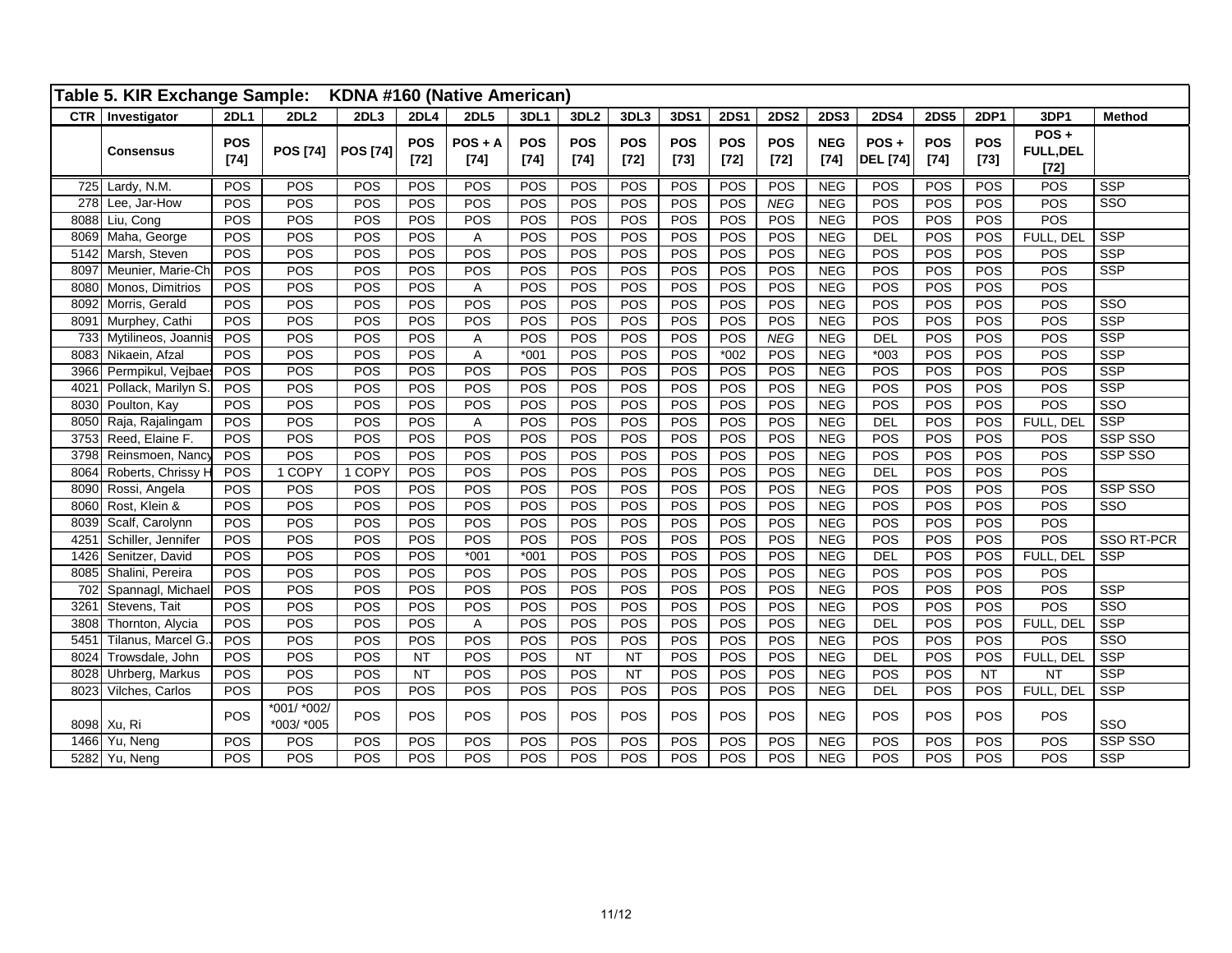**Table 5. KIR Exchange Sample: KDNA #160 (Native American)**

| CTR | Investigator | 2DL1 | 2DL2 | 2DL3 | 2DL4 | 2DL5 | 3DL1 | 3DL2 | 3DL3 | 3DS1 | 2DS1 | 2DS2 | 2DS3 | 2DS4 | 2DS5 | 2DP1 | 3DP1 | Method |
|---|---|---|---|---|---|---|---|---|---|---|---|---|---|---|---|---|---|---|
| | **Consensus** | **POS [74]** | **POS [74]** | **POS [74]** | **POS [72]** | **POS + A [74]** | **POS [74]** | **POS [74]** | **POS [72]** | **POS [73]** | **POS [72]** | **POS [72]** | **NEG [74]** | **POS + DEL [74]** | **POS [74]** | **POS [73]** | **POS + FULL,DEL [72]** | |
| 725 | Lardy, N.M. | POS | POS | POS | POS | POS | POS | POS | POS | POS | POS | POS | NEG | POS | POS | POS | POS | SSP |
| 278 | Lee, Jar-How | POS | POS | POS | POS | POS | POS | POS | POS | POS | POS | *NEG* | NEG | POS | POS | POS | POS | SSO |
| 8088 | Liu, Cong | POS | POS | POS | POS | POS | POS | POS | POS | POS | POS | POS | NEG | POS | POS | POS | POS | |
| 8069 | Maha, George | POS | POS | POS | POS | A | POS | POS | POS | POS | POS | POS | NEG | DEL | POS | POS | FULL, DEL | SSP |
| 5142 | Marsh, Steven | POS | POS | POS | POS | POS | POS | POS | POS | POS | POS | POS | NEG | POS | POS | POS | POS | SSP |
| 8097 | Meunier, Marie-Ch | POS | POS | POS | POS | POS | POS | POS | POS | POS | POS | POS | NEG | POS | POS | POS | POS | SSP |
| 8080 | Monos, Dimitrios | POS | POS | POS | POS | A | POS | POS | POS | POS | POS | POS | NEG | POS | POS | POS | POS | |
| 8092 | Morris, Gerald | POS | POS | POS | POS | POS | POS | POS | POS | POS | POS | POS | NEG | POS | POS | POS | POS | SSO |
| 8091 | Murphey, Cathi | POS | POS | POS | POS | POS | POS | POS | POS | POS | POS | POS | NEG | POS | POS | POS | POS | SSP |
| 733 | Mytilineos, Joannis | POS | POS | POS | POS | A | POS | POS | POS | POS | POS | *NEG* | NEG | DEL | POS | POS | POS | SSP |
| 8083 | Nikaein, Afzal | POS | POS | POS | POS | A | *001 | POS | POS | POS | *002 | POS | NEG | *003 | POS | POS | POS | SSP |
| 3966 | Permpikul, Vejbae | POS | POS | POS | POS | POS | POS | POS | POS | POS | POS | POS | NEG | POS | POS | POS | POS | SSP |
| 4021 | Pollack, Marilyn S. | POS | POS | POS | POS | POS | POS | POS | POS | POS | POS | POS | NEG | POS | POS | POS | POS | SSP |
| 8030 | Poulton, Kay | POS | POS | POS | POS | POS | POS | POS | POS | POS | POS | POS | NEG | POS | POS | POS | POS | SSO |
| 8050 | Raja, Rajalingam | POS | POS | POS | POS | A | POS | POS | POS | POS | POS | POS | NEG | DEL | POS | POS | FULL, DEL | SSP |
| 3753 | Reed, Elaine F. | POS | POS | POS | POS | POS | POS | POS | POS | POS | POS | POS | NEG | POS | POS | POS | POS | SSP SSO |
| 3798 | Reinsmoen, Nancy | POS | POS | POS | POS | POS | POS | POS | POS | POS | POS | POS | NEG | POS | POS | POS | POS | SSP SSO |
| 8064 | Roberts, Chrissy H | POS | 1 COPY | 1 COPY | POS | POS | POS | POS | POS | POS | POS | POS | NEG | DEL | POS | POS | POS | |
| 8090 | Rossi, Angela | POS | POS | POS | POS | POS | POS | POS | POS | POS | POS | POS | NEG | POS | POS | POS | POS | SSP SSO |
| 8060 | Rost, Klein & | POS | POS | POS | POS | POS | POS | POS | POS | POS | POS | POS | NEG | POS | POS | POS | POS | SSO |
| 8039 | Scalf, Carolynn | POS | POS | POS | POS | POS | POS | POS | POS | POS | POS | POS | NEG | POS | POS | POS | POS | |
| 4251 | Schiller, Jennifer | POS | POS | POS | POS | POS | POS | POS | POS | POS | POS | POS | NEG | POS | POS | POS | POS | SSO RT-PCR |
| 1426 | Senitzer, David | POS | POS | POS | POS | *001 | *001 | POS | POS | POS | POS | POS | NEG | DEL | POS | POS | FULL, DEL | SSP |
| 8085 | Shalini, Pereira | POS | POS | POS | POS | POS | POS | POS | POS | POS | POS | POS | NEG | POS | POS | POS | POS | |
| 702 | Spannagl, Michael | POS | POS | POS | POS | POS | POS | POS | POS | POS | POS | POS | NEG | POS | POS | POS | POS | SSP |
| 3261 | Stevens, Tait | POS | POS | POS | POS | POS | POS | POS | POS | POS | POS | POS | NEG | POS | POS | POS | POS | SSO |
| 3808 | Thornton, Alycia | POS | POS | POS | POS | A | POS | POS | POS | POS | POS | POS | NEG | DEL | POS | POS | FULL, DEL | SSP |
| 5451 | Tilanus, Marcel G. | POS | POS | POS | POS | POS | POS | POS | POS | POS | POS | POS | NEG | POS | POS | POS | POS | SSO |
| 8024 | Trowsdale, John | POS | POS | POS | NT | POS | POS | NT | NT | POS | POS | POS | NEG | DEL | POS | POS | FULL, DEL | SSP |
| 8028 | Uhrberg, Markus | POS | POS | POS | NT | POS | POS | POS | NT | POS | POS | POS | NEG | POS | POS | NT | NT | SSP |
| 8023 | Vilches, Carlos | POS | POS | POS | POS | POS | POS | POS | POS | POS | POS | POS | NEG | DEL | POS | POS | FULL, DEL | SSP |
| 8098 | Xu, Ri | POS | *001/ *002/ *003/ *005 | POS | POS | POS | POS | POS | POS | POS | POS | POS | NEG | POS | POS | POS | POS | SSO |
| 1466 | Yu, Neng | POS | POS | POS | POS | POS | POS | POS | POS | POS | POS | POS | NEG | POS | POS | POS | POS | SSP SSO |
| 5282 | Yu, Neng | POS | POS | POS | POS | POS | POS | POS | POS | POS | POS | POS | NEG | POS | POS | POS | POS | SSP |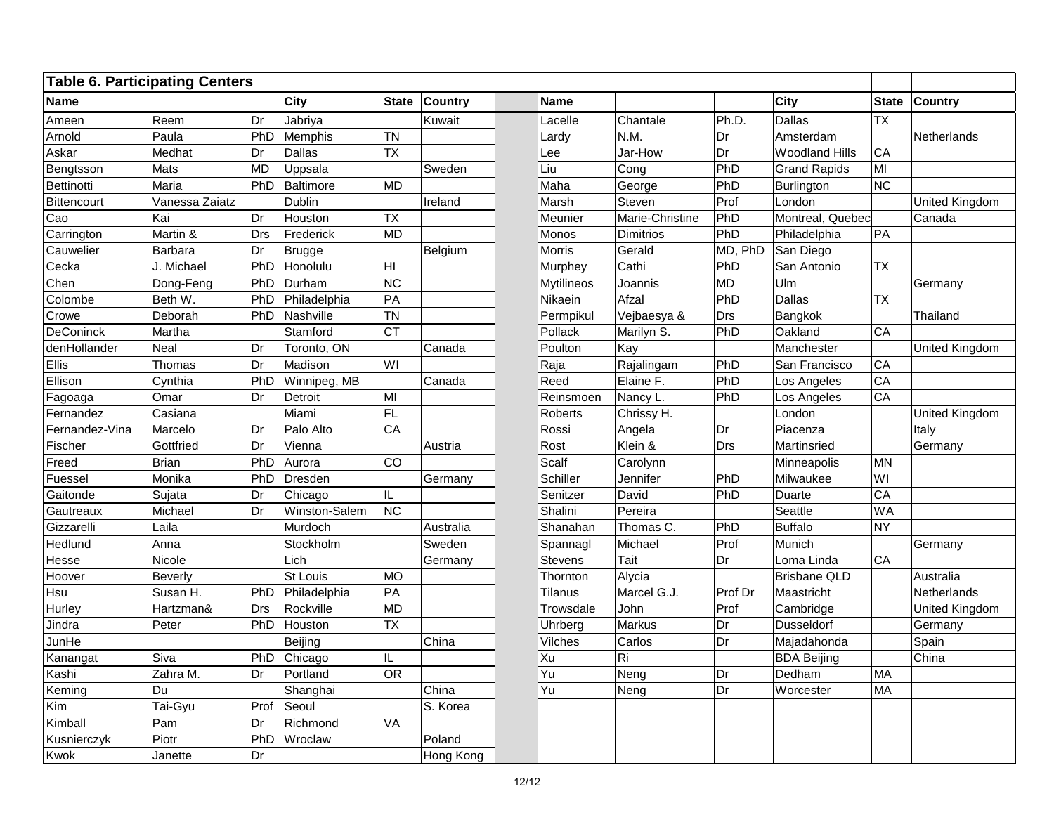**Table 6. Participating Centers**

| Name | | | City | State | Country | Name | | | City | State | Country |
|---|---|---|---|---|---|---|---|---|---|---|---|
| Ameen | Reem | Dr | Jabriya | | Kuwait | Lacelle | Chantale | Ph.D. | Dallas | TX | |
| Arnold | Paula | PhD | Memphis | TN | | Lardy | N.M. | Dr | Amsterdam | | Netherlands |
| Askar | Medhat | Dr | Dallas | TX | | Lee | Jar-How | Dr | Woodland Hills | CA | |
| Bengtsson | Mats | MD | Uppsala | | Sweden | Liu | Cong | PhD | Grand Rapids | MI | |
| Bettinotti | Maria | PhD | Baltimore | MD | | Maha | George | PhD | Burlington | NC | |
| Bittencourt | Vanessa Zaiatz | | Dublin | | Ireland | Marsh | Steven | Prof | London | | United Kingdom |
| Cao | Kai | Dr | Houston | TX | | Meunier | Marie-Christine | PhD | Montreal, Quebec | | Canada |
| Carrington | Martin & | Drs | Frederick | MD | | Monos | Dimitrios | PhD | Philadelphia | PA | |
| Cauwelier | Barbara | Dr | Brugge | | Belgium | Morris | Gerald | MD, PhD | San Diego | | |
| Cecka | J. Michael | PhD | Honolulu | HI | | Murphey | Cathi | PhD | San Antonio | TX | |
| Chen | Dong-Feng | PhD | Durham | NC | | Mytilineos | Joannis | MD | Ulm | | Germany |
| Colombe | Beth W. | PhD | Philadelphia | PA | | Nikaein | Afzal | PhD | Dallas | TX | |
| Crowe | Deborah | PhD | Nashville | TN | | Permpikul | Vejbaesya & | Drs | Bangkok | | Thailand |
| DeConinck | Martha | | Stamford | CT | | Pollack | Marilyn S. | PhD | Oakland | CA | |
| denHollander | Neal | Dr | Toronto, ON | | Canada | Poulton | Kay | | Manchester | | United Kingdom |
| Ellis | Thomas | Dr | Madison | WI | | Raja | Rajalingam | PhD | San Francisco | CA | |
| Ellison | Cynthia | PhD | Winnipeg, MB | | Canada | Reed | Elaine F. | PhD | Los Angeles | CA | |
| Fagoaga | Omar | Dr | Detroit | MI | | Reinsmoen | Nancy L. | PhD | Los Angeles | CA | |
| Fernandez | Casiana | | Miami | FL | | Roberts | Chrissy H. | | London | | United Kingdom |
| Fernandez-Vina | Marcelo | Dr | Palo Alto | CA | | Rossi | Angela | Dr | Piacenza | | Italy |
| Fischer | Gottfried | Dr | Vienna | | Austria | Rost | Klein & | Drs | Martinsried | | Germany |
| Freed | Brian | PhD | Aurora | CO | | Scalf | Carolynn | | Minneapolis | MN | |
| Fuessel | Monika | PhD | Dresden | | Germany | Schiller | Jennifer | PhD | Milwaukee | WI | |
| Gaitonde | Sujata | Dr | Chicago | IL | | Senitzer | David | PhD | Duarte | CA | |
| Gautreaux | Michael | Dr | Winston-Salem | NC | | Shalini | Pereira | | Seattle | WA | |
| Gizzarelli | Laila | | Murdoch | | Australia | Shanahan | Thomas C. | PhD | Buffalo | NY | |
| Hedlund | Anna | | Stockholm | | Sweden | Spannagl | Michael | Prof | Munich | | Germany |
| Hesse | Nicole | | Lich | | Germany | Stevens | Tait | Dr | Loma Linda | CA | |
| Hoover | Beverly | | St Louis | MO | | Thornton | Alycia | | Brisbane QLD | | Australia |
| Hsu | Susan H. | PhD | Philadelphia | PA | | Tilanus | Marcel G.J. | Prof Dr | Maastricht | | Netherlands |
| Hurley | Hartzman& | Drs | Rockville | MD | | Trowsdale | John | Prof | Cambridge | | United Kingdom |
| Jindra | Peter | PhD | Houston | TX | | Uhrberg | Markus | Dr | Dusseldorf | | Germany |
| JunHe | | | Beijing | | China | Vilches | Carlos | Dr | Majadahonda | | Spain |
| Kanangat | Siva | PhD | Chicago | IL | | Xu | Ri | | BDA Beijing | | China |
| Kashi | Zahra M. | Dr | Portland | OR | | Yu | Neng | Dr | Dedham | MA | |
| Keming | Du | | Shanghai | | China | Yu | Neng | Dr | Worcester | MA | |
| Kim | Tai-Gyu | Prof | Seoul | | S. Korea | | | | | | |
| Kimball | Pam | Dr | Richmond | VA | | | | | | | |
| Kusnierczyk | Piotr | PhD | Wroclaw | | Poland | | | | | | |
| Kwok | Janette | Dr | | | Hong Kong | | | | | | |